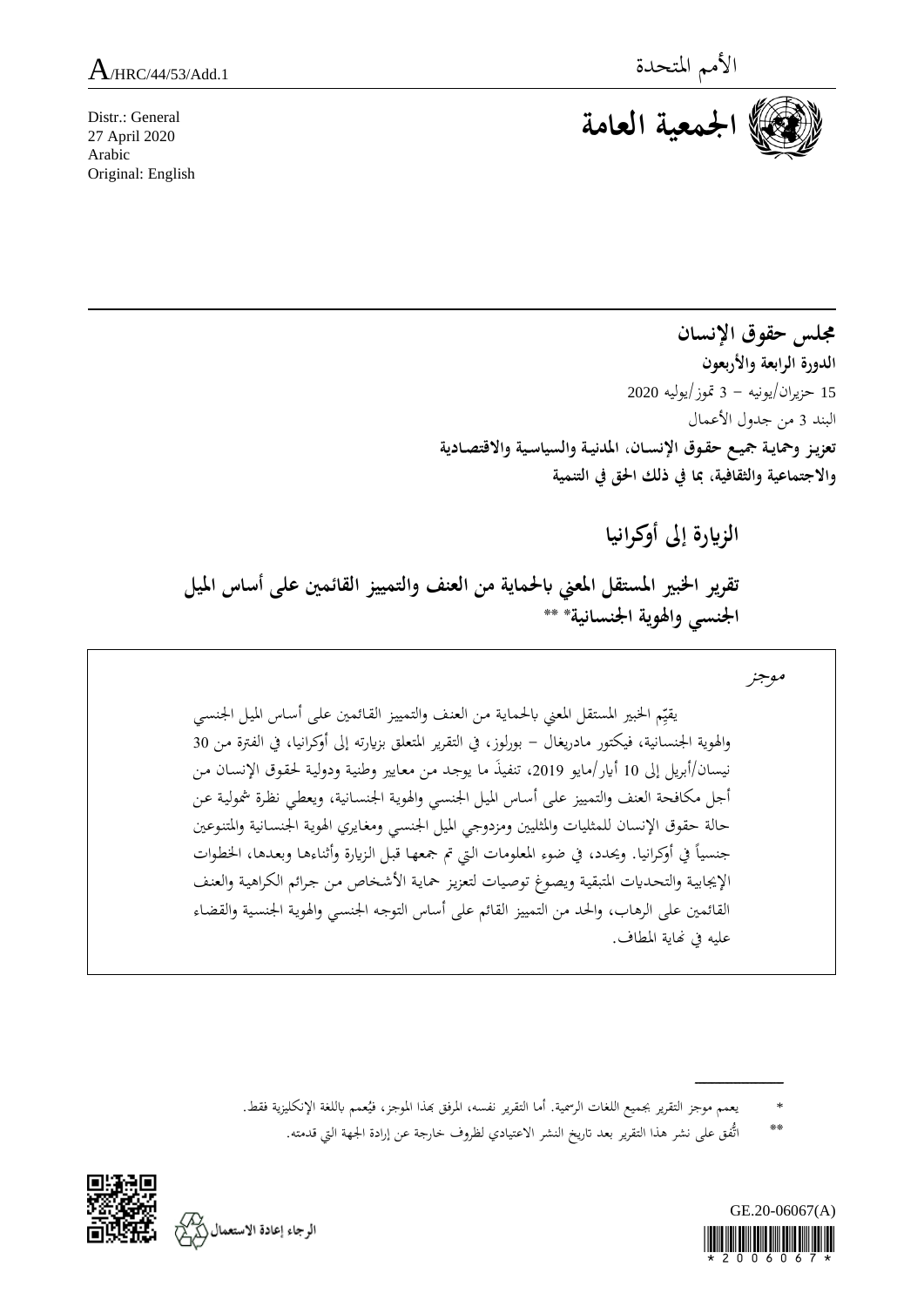A/HRC/44/53/Add.1

الأمم المتحدة

الجمعية العامة

Distr.: General
27 April 2020
Arabic
Original: English

## مجلس حقوق الإنسان

**الدورة الرابعة والأربعون**

15 حزيران/يونيه – 3 تموز/يوليه 2020

البند 3 من جدول الأعمال

**تعزيز وحماية جميع حقوق الإنسان، المدنية والسياسية والاقتصادية والاجتماعية والثقافية، بما في ذلك الحق في التنمية**

# الزيارة إلى أوكرانيا

## تقرير الخبير المستقل المعني بالحماية من العنف والتمييز القائمين على أساس الميل الجنسي والهوية الجنسانية* **

موجز

يقيّم الخبير المستقل المعني بالحماية من العنف والتمييز القائمين على أساس الميل الجنسي والهوية الجنسانية، فيكتور مادريغال – بورلوز، في التقرير المتعلق بزيارته إلى أوكرانيا، في الفترة من 30 نيسان/أبريل إلى 10 أيار/مايو 2019، تنفيذَ ما يوجد من معايير وطنية ودولية لحقوق الإنسان من أجل مكافحة العنف والتمييز على أساس الميل الجنسي والهوية الجنسانية، ويعطي نظرة شمولية عن حالة حقوق الإنسان للمثليات والمثليين ومزدوجي الميل الجنسي ومغايري الهوية الجنسانية والمتنوعين جنسياً في أوكرانيا. ويحدد، في ضوء المعلومات التي تم جمعها قبل الزيارة وأثناءها وبعدها، الخطوات الإيجابية والتحديات المتبقية ويصوغ توصيات لتعزيز حماية الأشخاص من جرائم الكراهية والعنف القائمين على الرهاب، والحد من التمييز القائم على أساس التوجه الجنسي والهوية الجنسية والقضاء عليه في نهاية المطاف.

---

\* يعمم موجز التقرير بجميع اللغات الرسمية. أما التقرير نفسه، المرفق بهذا الموجز، فيُعمم باللغة الإنكليزية فقط.

\*\* اتُّفق على نشر هذا التقرير بعد تاريخ النشر الاعتيادي لظروف خارجة عن إرادة الجهة التي قدمته.

GE.20-06067(A)

الرجاء إعادة الاستعمال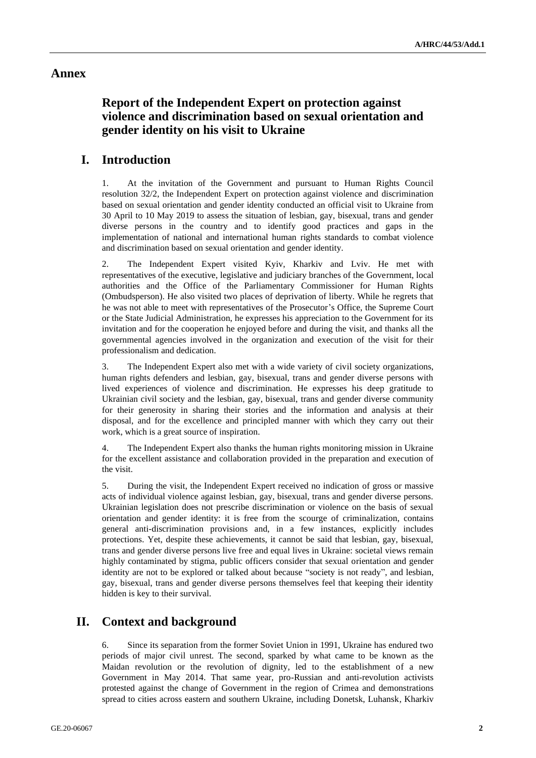# Annex

## Report of the Independent Expert on protection against violence and discrimination based on sexual orientation and gender identity on his visit to Ukraine

## I. Introduction

1. At the invitation of the Government and pursuant to Human Rights Council resolution 32/2, the Independent Expert on protection against violence and discrimination based on sexual orientation and gender identity conducted an official visit to Ukraine from 30 April to 10 May 2019 to assess the situation of lesbian, gay, bisexual, trans and gender diverse persons in the country and to identify good practices and gaps in the implementation of national and international human rights standards to combat violence and discrimination based on sexual orientation and gender identity.

2. The Independent Expert visited Kyiv, Kharkiv and Lviv. He met with representatives of the executive, legislative and judiciary branches of the Government, local authorities and the Office of the Parliamentary Commissioner for Human Rights (Ombudsperson). He also visited two places of deprivation of liberty. While he regrets that he was not able to meet with representatives of the Prosecutor's Office, the Supreme Court or the State Judicial Administration, he expresses his appreciation to the Government for its invitation and for the cooperation he enjoyed before and during the visit, and thanks all the governmental agencies involved in the organization and execution of the visit for their professionalism and dedication.

3. The Independent Expert also met with a wide variety of civil society organizations, human rights defenders and lesbian, gay, bisexual, trans and gender diverse persons with lived experiences of violence and discrimination. He expresses his deep gratitude to Ukrainian civil society and the lesbian, gay, bisexual, trans and gender diverse community for their generosity in sharing their stories and the information and analysis at their disposal, and for the excellence and principled manner with which they carry out their work, which is a great source of inspiration.

4. The Independent Expert also thanks the human rights monitoring mission in Ukraine for the excellent assistance and collaboration provided in the preparation and execution of the visit.

5. During the visit, the Independent Expert received no indication of gross or massive acts of individual violence against lesbian, gay, bisexual, trans and gender diverse persons. Ukrainian legislation does not prescribe discrimination or violence on the basis of sexual orientation and gender identity: it is free from the scourge of criminalization, contains general anti-discrimination provisions and, in a few instances, explicitly includes protections. Yet, despite these achievements, it cannot be said that lesbian, gay, bisexual, trans and gender diverse persons live free and equal lives in Ukraine: societal views remain highly contaminated by stigma, public officers consider that sexual orientation and gender identity are not to be explored or talked about because "society is not ready", and lesbian, gay, bisexual, trans and gender diverse persons themselves feel that keeping their identity hidden is key to their survival.

## II. Context and background

6. Since its separation from the former Soviet Union in 1991, Ukraine has endured two periods of major civil unrest. The second, sparked by what came to be known as the Maidan revolution or the revolution of dignity, led to the establishment of a new Government in May 2014. That same year, pro-Russian and anti-revolution activists protested against the change of Government in the region of Crimea and demonstrations spread to cities across eastern and southern Ukraine, including Donetsk, Luhansk, Kharkiv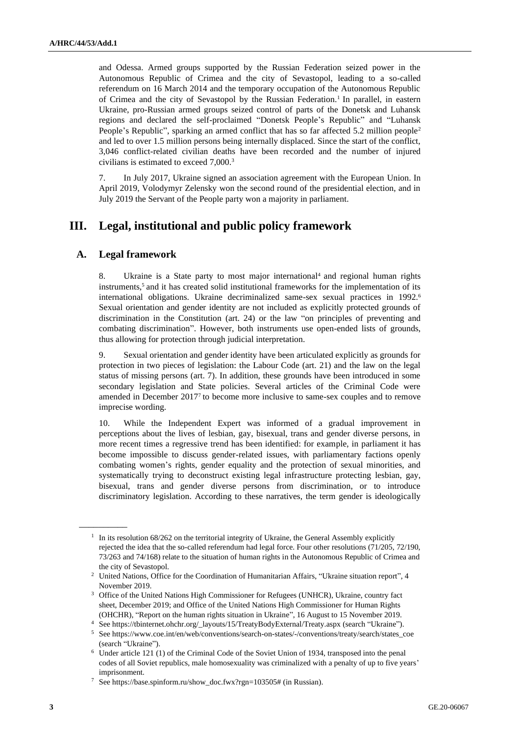and Odessa. Armed groups supported by the Russian Federation seized power in the Autonomous Republic of Crimea and the city of Sevastopol, leading to a so-called referendum on 16 March 2014 and the temporary occupation of the Autonomous Republic of Crimea and the city of Sevastopol by the Russian Federation.[1] In parallel, in eastern Ukraine, pro-Russian armed groups seized control of parts of the Donetsk and Luhansk regions and declared the self-proclaimed "Donetsk People's Republic" and "Luhansk People's Republic", sparking an armed conflict that has so far affected 5.2 million people[2] and led to over 1.5 million persons being internally displaced. Since the start of the conflict, 3,046 conflict-related civilian deaths have been recorded and the number of injured civilians is estimated to exceed 7,000.[3]

7. In July 2017, Ukraine signed an association agreement with the European Union. In April 2019, Volodymyr Zelensky won the second round of the presidential election, and in July 2019 the Servant of the People party won a majority in parliament.

# III. Legal, institutional and public policy framework

## A. Legal framework

8. Ukraine is a State party to most major international[4] and regional human rights instruments,[5] and it has created solid institutional frameworks for the implementation of its international obligations. Ukraine decriminalized same-sex sexual practices in 1992.[6] Sexual orientation and gender identity are not included as explicitly protected grounds of discrimination in the Constitution (art. 24) or the law "on principles of preventing and combating discrimination". However, both instruments use open-ended lists of grounds, thus allowing for protection through judicial interpretation.

9. Sexual orientation and gender identity have been articulated explicitly as grounds for protection in two pieces of legislation: the Labour Code (art. 21) and the law on the legal status of missing persons (art. 7). In addition, these grounds have been introduced in some secondary legislation and State policies. Several articles of the Criminal Code were amended in December 2017[7] to become more inclusive to same-sex couples and to remove imprecise wording.

10. While the Independent Expert was informed of a gradual improvement in perceptions about the lives of lesbian, gay, bisexual, trans and gender diverse persons, in more recent times a regressive trend has been identified: for example, in parliament it has become impossible to discuss gender-related issues, with parliamentary factions openly combating women's rights, gender equality and the protection of sexual minorities, and systematically trying to deconstruct existing legal infrastructure protecting lesbian, gay, bisexual, trans and gender diverse persons from discrimination, or to introduce discriminatory legislation. According to these narratives, the term gender is ideologically

---

[1] In its resolution 68/262 on the territorial integrity of Ukraine, the General Assembly explicitly rejected the idea that the so-called referendum had legal force. Four other resolutions (71/205, 72/190, 73/263 and 74/168) relate to the situation of human rights in the Autonomous Republic of Crimea and the city of Sevastopol.

[2] United Nations, Office for the Coordination of Humanitarian Affairs, "Ukraine situation report", 4 November 2019.

[3] Office of the United Nations High Commissioner for Refugees (UNHCR), Ukraine, country fact sheet, December 2019; and Office of the United Nations High Commissioner for Human Rights (OHCHR), "Report on the human rights situation in Ukraine", 16 August to 15 November 2019.

[4] See https://tbinternet.ohchr.org/_layouts/15/TreatyBodyExternal/Treaty.aspx (search "Ukraine").

[5] See https://www.coe.int/en/web/conventions/search-on-states/-/conventions/treaty/search/states_coe (search "Ukraine").

[6] Under article 121 (1) of the Criminal Code of the Soviet Union of 1934, transposed into the penal codes of all Soviet republics, male homosexuality was criminalized with a penalty of up to five years' imprisonment.

[7] See https://base.spinform.ru/show_doc.fwx?rgn=103505# (in Russian).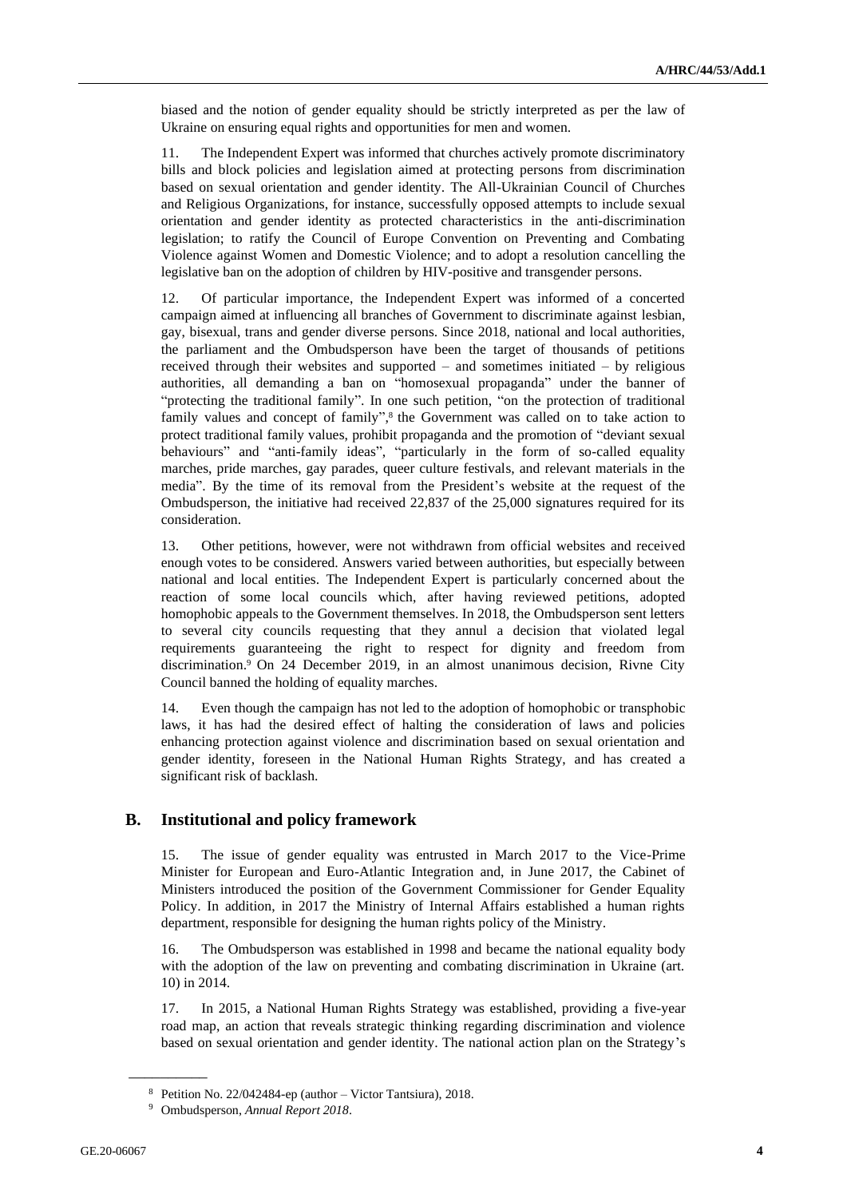biased and the notion of gender equality should be strictly interpreted as per the law of Ukraine on ensuring equal rights and opportunities for men and women.

11. The Independent Expert was informed that churches actively promote discriminatory bills and block policies and legislation aimed at protecting persons from discrimination based on sexual orientation and gender identity. The All-Ukrainian Council of Churches and Religious Organizations, for instance, successfully opposed attempts to include sexual orientation and gender identity as protected characteristics in the anti-discrimination legislation; to ratify the Council of Europe Convention on Preventing and Combating Violence against Women and Domestic Violence; and to adopt a resolution cancelling the legislative ban on the adoption of children by HIV-positive and transgender persons.

12. Of particular importance, the Independent Expert was informed of a concerted campaign aimed at influencing all branches of Government to discriminate against lesbian, gay, bisexual, trans and gender diverse persons. Since 2018, national and local authorities, the parliament and the Ombudsperson have been the target of thousands of petitions received through their websites and supported – and sometimes initiated – by religious authorities, all demanding a ban on "homosexual propaganda" under the banner of "protecting the traditional family". In one such petition, "on the protection of traditional family values and concept of family",[8] the Government was called on to take action to protect traditional family values, prohibit propaganda and the promotion of "deviant sexual behaviours" and "anti-family ideas", "particularly in the form of so-called equality marches, pride marches, gay parades, queer culture festivals, and relevant materials in the media". By the time of its removal from the President's website at the request of the Ombudsperson, the initiative had received 22,837 of the 25,000 signatures required for its consideration.

13. Other petitions, however, were not withdrawn from official websites and received enough votes to be considered. Answers varied between authorities, but especially between national and local entities. The Independent Expert is particularly concerned about the reaction of some local councils which, after having reviewed petitions, adopted homophobic appeals to the Government themselves. In 2018, the Ombudsperson sent letters to several city councils requesting that they annul a decision that violated legal requirements guaranteeing the right to respect for dignity and freedom from discrimination.[9] On 24 December 2019, in an almost unanimous decision, Rivne City Council banned the holding of equality marches.

14. Even though the campaign has not led to the adoption of homophobic or transphobic laws, it has had the desired effect of halting the consideration of laws and policies enhancing protection against violence and discrimination based on sexual orientation and gender identity, foreseen in the National Human Rights Strategy, and has created a significant risk of backlash.

## B. Institutional and policy framework

15. The issue of gender equality was entrusted in March 2017 to the Vice-Prime Minister for European and Euro-Atlantic Integration and, in June 2017, the Cabinet of Ministers introduced the position of the Government Commissioner for Gender Equality Policy. In addition, in 2017 the Ministry of Internal Affairs established a human rights department, responsible for designing the human rights policy of the Ministry.

16. The Ombudsperson was established in 1998 and became the national equality body with the adoption of the law on preventing and combating discrimination in Ukraine (art. 10) in 2014.

17. In 2015, a National Human Rights Strategy was established, providing a five-year road map, an action that reveals strategic thinking regarding discrimination and violence based on sexual orientation and gender identity. The national action plan on the Strategy's

---

[8] Petition No. 22/042484-ep (author – Victor Tantsiura), 2018.

[9] Ombudsperson, *Annual Report 2018*.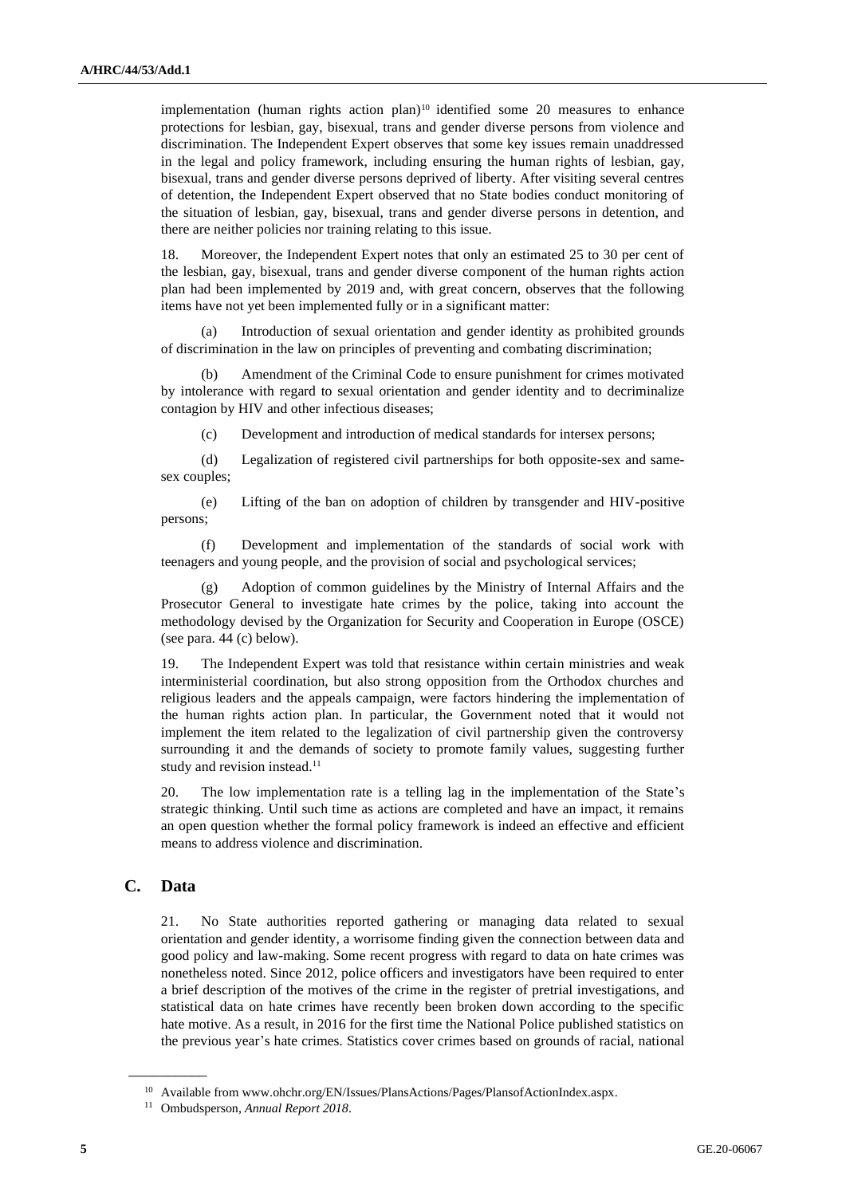implementation (human rights action plan)[10] identified some 20 measures to enhance protections for lesbian, gay, bisexual, trans and gender diverse persons from violence and discrimination. The Independent Expert observes that some key issues remain unaddressed in the legal and policy framework, including ensuring the human rights of lesbian, gay, bisexual, trans and gender diverse persons deprived of liberty. After visiting several centres of detention, the Independent Expert observed that no State bodies conduct monitoring of the situation of lesbian, gay, bisexual, trans and gender diverse persons in detention, and there are neither policies nor training relating to this issue.

18. Moreover, the Independent Expert notes that only an estimated 25 to 30 per cent of the lesbian, gay, bisexual, trans and gender diverse component of the human rights action plan had been implemented by 2019 and, with great concern, observes that the following items have not yet been implemented fully or in a significant matter:

(a) Introduction of sexual orientation and gender identity as prohibited grounds of discrimination in the law on principles of preventing and combating discrimination;

(b) Amendment of the Criminal Code to ensure punishment for crimes motivated by intolerance with regard to sexual orientation and gender identity and to decriminalize contagion by HIV and other infectious diseases;

(c) Development and introduction of medical standards for intersex persons;

(d) Legalization of registered civil partnerships for both opposite-sex and same-sex couples;

(e) Lifting of the ban on adoption of children by transgender and HIV-positive persons;

(f) Development and implementation of the standards of social work with teenagers and young people, and the provision of social and psychological services;

(g) Adoption of common guidelines by the Ministry of Internal Affairs and the Prosecutor General to investigate hate crimes by the police, taking into account the methodology devised by the Organization for Security and Cooperation in Europe (OSCE) (see para. 44 (c) below).

19. The Independent Expert was told that resistance within certain ministries and weak interministerial coordination, but also strong opposition from the Orthodox churches and religious leaders and the appeals campaign, were factors hindering the implementation of the human rights action plan. In particular, the Government noted that it would not implement the item related to the legalization of civil partnership given the controversy surrounding it and the demands of society to promote family values, suggesting further study and revision instead.[11]

20. The low implementation rate is a telling lag in the implementation of the State's strategic thinking. Until such time as actions are completed and have an impact, it remains an open question whether the formal policy framework is indeed an effective and efficient means to address violence and discrimination.

## C. Data

21. No State authorities reported gathering or managing data related to sexual orientation and gender identity, a worrisome finding given the connection between data and good policy and law-making. Some recent progress with regard to data on hate crimes was nonetheless noted. Since 2012, police officers and investigators have been required to enter a brief description of the motives of the crime in the register of pretrial investigations, and statistical data on hate crimes have recently been broken down according to the specific hate motive. As a result, in 2016 for the first time the National Police published statistics on the previous year's hate crimes. Statistics cover crimes based on grounds of racial, national

---

[10] Available from www.ohchr.org/EN/Issues/PlansActions/Pages/PlansofActionIndex.aspx.

[11] Ombudsperson, *Annual Report 2018*.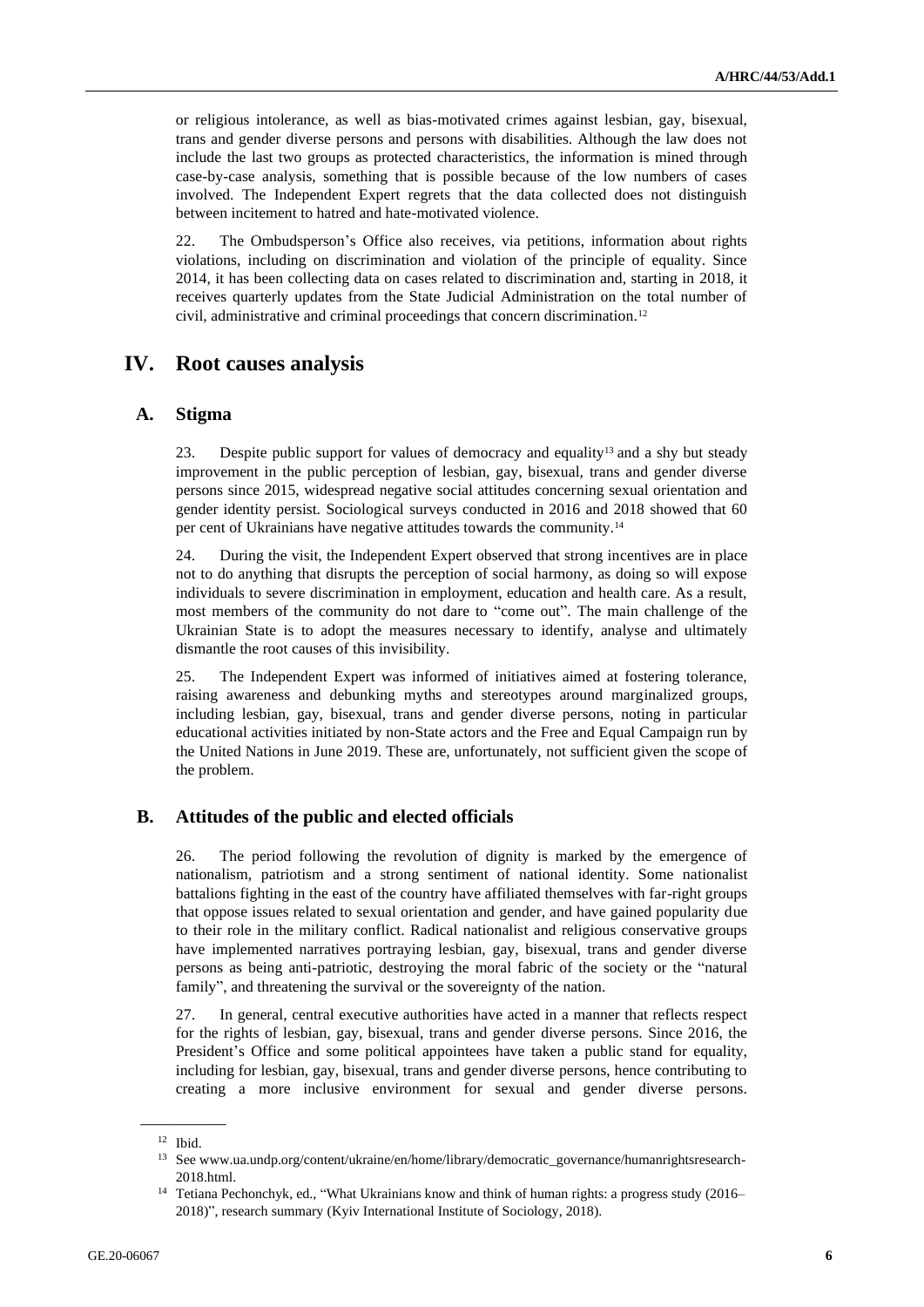or religious intolerance, as well as bias-motivated crimes against lesbian, gay, bisexual, trans and gender diverse persons and persons with disabilities. Although the law does not include the last two groups as protected characteristics, the information is mined through case-by-case analysis, something that is possible because of the low numbers of cases involved. The Independent Expert regrets that the data collected does not distinguish between incitement to hatred and hate-motivated violence.

22. The Ombudsperson's Office also receives, via petitions, information about rights violations, including on discrimination and violation of the principle of equality. Since 2014, it has been collecting data on cases related to discrimination and, starting in 2018, it receives quarterly updates from the State Judicial Administration on the total number of civil, administrative and criminal proceedings that concern discrimination.[12]

## IV. Root causes analysis

### A. Stigma

23. Despite public support for values of democracy and equality[13] and a shy but steady improvement in the public perception of lesbian, gay, bisexual, trans and gender diverse persons since 2015, widespread negative social attitudes concerning sexual orientation and gender identity persist. Sociological surveys conducted in 2016 and 2018 showed that 60 per cent of Ukrainians have negative attitudes towards the community.[14]

24. During the visit, the Independent Expert observed that strong incentives are in place not to do anything that disrupts the perception of social harmony, as doing so will expose individuals to severe discrimination in employment, education and health care. As a result, most members of the community do not dare to "come out". The main challenge of the Ukrainian State is to adopt the measures necessary to identify, analyse and ultimately dismantle the root causes of this invisibility.

25. The Independent Expert was informed of initiatives aimed at fostering tolerance, raising awareness and debunking myths and stereotypes around marginalized groups, including lesbian, gay, bisexual, trans and gender diverse persons, noting in particular educational activities initiated by non-State actors and the Free and Equal Campaign run by the United Nations in June 2019. These are, unfortunately, not sufficient given the scope of the problem.

### B. Attitudes of the public and elected officials

26. The period following the revolution of dignity is marked by the emergence of nationalism, patriotism and a strong sentiment of national identity. Some nationalist battalions fighting in the east of the country have affiliated themselves with far-right groups that oppose issues related to sexual orientation and gender, and have gained popularity due to their role in the military conflict. Radical nationalist and religious conservative groups have implemented narratives portraying lesbian, gay, bisexual, trans and gender diverse persons as being anti-patriotic, destroying the moral fabric of the society or the "natural family", and threatening the survival or the sovereignty of the nation.

27. In general, central executive authorities have acted in a manner that reflects respect for the rights of lesbian, gay, bisexual, trans and gender diverse persons. Since 2016, the President's Office and some political appointees have taken a public stand for equality, including for lesbian, gay, bisexual, trans and gender diverse persons, hence contributing to creating a more inclusive environment for sexual and gender diverse persons.

---

[12] Ibid.

[13] See www.ua.undp.org/content/ukraine/en/home/library/democratic_governance/humanrightsresearch-2018.html.

[14] Tetiana Pechonchyk, ed., "What Ukrainians know and think of human rights: a progress study (2016–2018)", research summary (Kyiv International Institute of Sociology, 2018).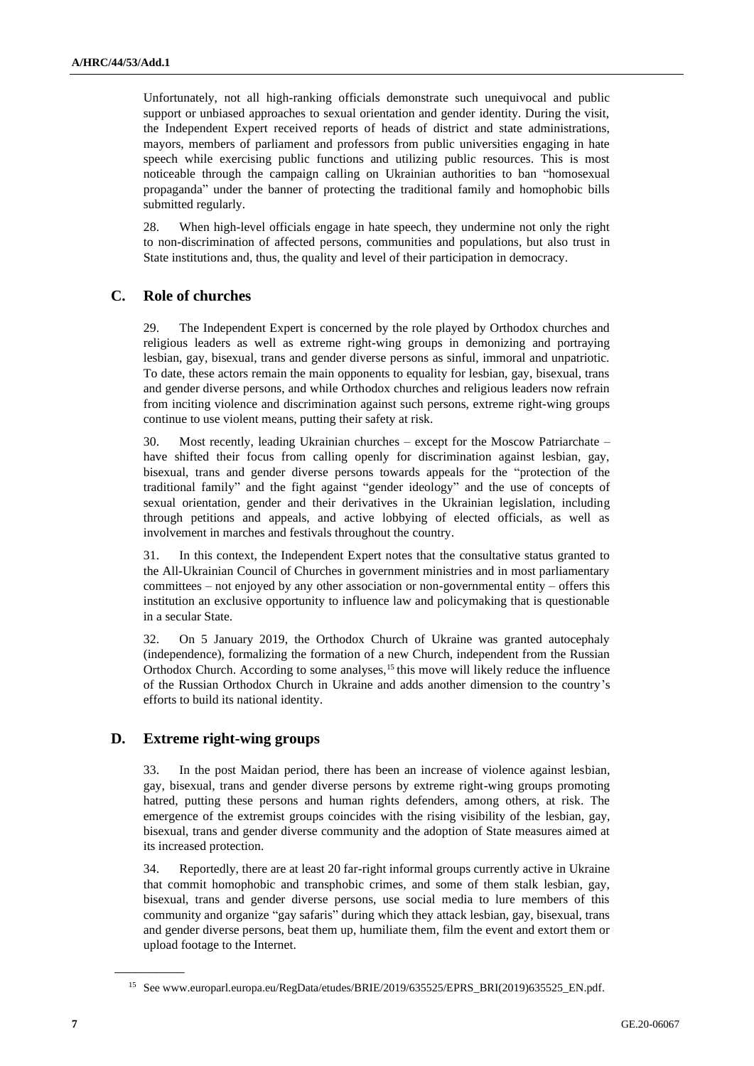Unfortunately, not all high-ranking officials demonstrate such unequivocal and public support or unbiased approaches to sexual orientation and gender identity. During the visit, the Independent Expert received reports of heads of district and state administrations, mayors, members of parliament and professors from public universities engaging in hate speech while exercising public functions and utilizing public resources. This is most noticeable through the campaign calling on Ukrainian authorities to ban "homosexual propaganda" under the banner of protecting the traditional family and homophobic bills submitted regularly.

28. When high-level officials engage in hate speech, they undermine not only the right to non-discrimination of affected persons, communities and populations, but also trust in State institutions and, thus, the quality and level of their participation in democracy.

## C. Role of churches

29. The Independent Expert is concerned by the role played by Orthodox churches and religious leaders as well as extreme right-wing groups in demonizing and portraying lesbian, gay, bisexual, trans and gender diverse persons as sinful, immoral and unpatriotic. To date, these actors remain the main opponents to equality for lesbian, gay, bisexual, trans and gender diverse persons, and while Orthodox churches and religious leaders now refrain from inciting violence and discrimination against such persons, extreme right-wing groups continue to use violent means, putting their safety at risk.

30. Most recently, leading Ukrainian churches – except for the Moscow Patriarchate – have shifted their focus from calling openly for discrimination against lesbian, gay, bisexual, trans and gender diverse persons towards appeals for the "protection of the traditional family" and the fight against "gender ideology" and the use of concepts of sexual orientation, gender and their derivatives in the Ukrainian legislation, including through petitions and appeals, and active lobbying of elected officials, as well as involvement in marches and festivals throughout the country.

31. In this context, the Independent Expert notes that the consultative status granted to the All-Ukrainian Council of Churches in government ministries and in most parliamentary committees – not enjoyed by any other association or non-governmental entity – offers this institution an exclusive opportunity to influence law and policymaking that is questionable in a secular State.

32. On 5 January 2019, the Orthodox Church of Ukraine was granted autocephaly (independence), formalizing the formation of a new Church, independent from the Russian Orthodox Church. According to some analyses,[15] this move will likely reduce the influence of the Russian Orthodox Church in Ukraine and adds another dimension to the country's efforts to build its national identity.

## D. Extreme right-wing groups

33. In the post Maidan period, there has been an increase of violence against lesbian, gay, bisexual, trans and gender diverse persons by extreme right-wing groups promoting hatred, putting these persons and human rights defenders, among others, at risk. The emergence of the extremist groups coincides with the rising visibility of the lesbian, gay, bisexual, trans and gender diverse community and the adoption of State measures aimed at its increased protection.

34. Reportedly, there are at least 20 far-right informal groups currently active in Ukraine that commit homophobic and transphobic crimes, and some of them stalk lesbian, gay, bisexual, trans and gender diverse persons, use social media to lure members of this community and organize "gay safaris" during which they attack lesbian, gay, bisexual, trans and gender diverse persons, beat them up, humiliate them, film the event and extort them or upload footage to the Internet.

---

[15] See www.europarl.europa.eu/RegData/etudes/BRIE/2019/635525/EPRS_BRI(2019)635525_EN.pdf.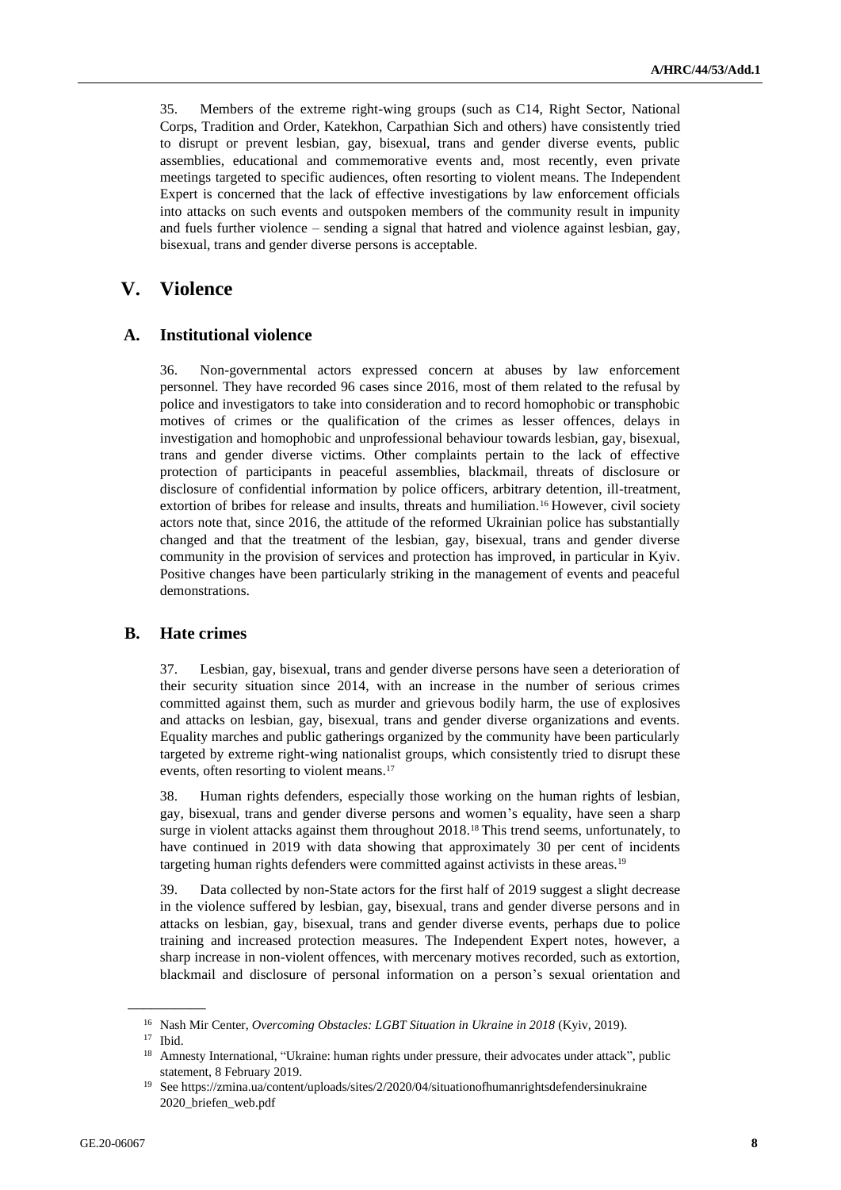35. Members of the extreme right-wing groups (such as C14, Right Sector, National Corps, Tradition and Order, Katekhon, Carpathian Sich and others) have consistently tried to disrupt or prevent lesbian, gay, bisexual, trans and gender diverse events, public assemblies, educational and commemorative events and, most recently, even private meetings targeted to specific audiences, often resorting to violent means. The Independent Expert is concerned that the lack of effective investigations by law enforcement officials into attacks on such events and outspoken members of the community result in impunity and fuels further violence – sending a signal that hatred and violence against lesbian, gay, bisexual, trans and gender diverse persons is acceptable.

# V. Violence

## A. Institutional violence

36. Non-governmental actors expressed concern at abuses by law enforcement personnel. They have recorded 96 cases since 2016, most of them related to the refusal by police and investigators to take into consideration and to record homophobic or transphobic motives of crimes or the qualification of the crimes as lesser offences, delays in investigation and homophobic and unprofessional behaviour towards lesbian, gay, bisexual, trans and gender diverse victims. Other complaints pertain to the lack of effective protection of participants in peaceful assemblies, blackmail, threats of disclosure or disclosure of confidential information by police officers, arbitrary detention, ill-treatment, extortion of bribes for release and insults, threats and humiliation.[16] However, civil society actors note that, since 2016, the attitude of the reformed Ukrainian police has substantially changed and that the treatment of the lesbian, gay, bisexual, trans and gender diverse community in the provision of services and protection has improved, in particular in Kyiv. Positive changes have been particularly striking in the management of events and peaceful demonstrations.

## B. Hate crimes

37. Lesbian, gay, bisexual, trans and gender diverse persons have seen a deterioration of their security situation since 2014, with an increase in the number of serious crimes committed against them, such as murder and grievous bodily harm, the use of explosives and attacks on lesbian, gay, bisexual, trans and gender diverse organizations and events. Equality marches and public gatherings organized by the community have been particularly targeted by extreme right-wing nationalist groups, which consistently tried to disrupt these events, often resorting to violent means.[17]

38. Human rights defenders, especially those working on the human rights of lesbian, gay, bisexual, trans and gender diverse persons and women's equality, have seen a sharp surge in violent attacks against them throughout 2018.[18] This trend seems, unfortunately, to have continued in 2019 with data showing that approximately 30 per cent of incidents targeting human rights defenders were committed against activists in these areas.[19]

39. Data collected by non-State actors for the first half of 2019 suggest a slight decrease in the violence suffered by lesbian, gay, bisexual, trans and gender diverse persons and in attacks on lesbian, gay, bisexual, trans and gender diverse events, perhaps due to police training and increased protection measures. The Independent Expert notes, however, a sharp increase in non-violent offences, with mercenary motives recorded, such as extortion, blackmail and disclosure of personal information on a person's sexual orientation and

---

[16] Nash Mir Center, *Overcoming Obstacles: LGBT Situation in Ukraine in 2018* (Kyiv, 2019).

[17] Ibid.

[18] Amnesty International, "Ukraine: human rights under pressure, their advocates under attack", public statement, 8 February 2019.

[19] See https://zmina.ua/content/uploads/sites/2/2020/04/situationofhumanrightsdefendersinukraine2020_briefen_web.pdf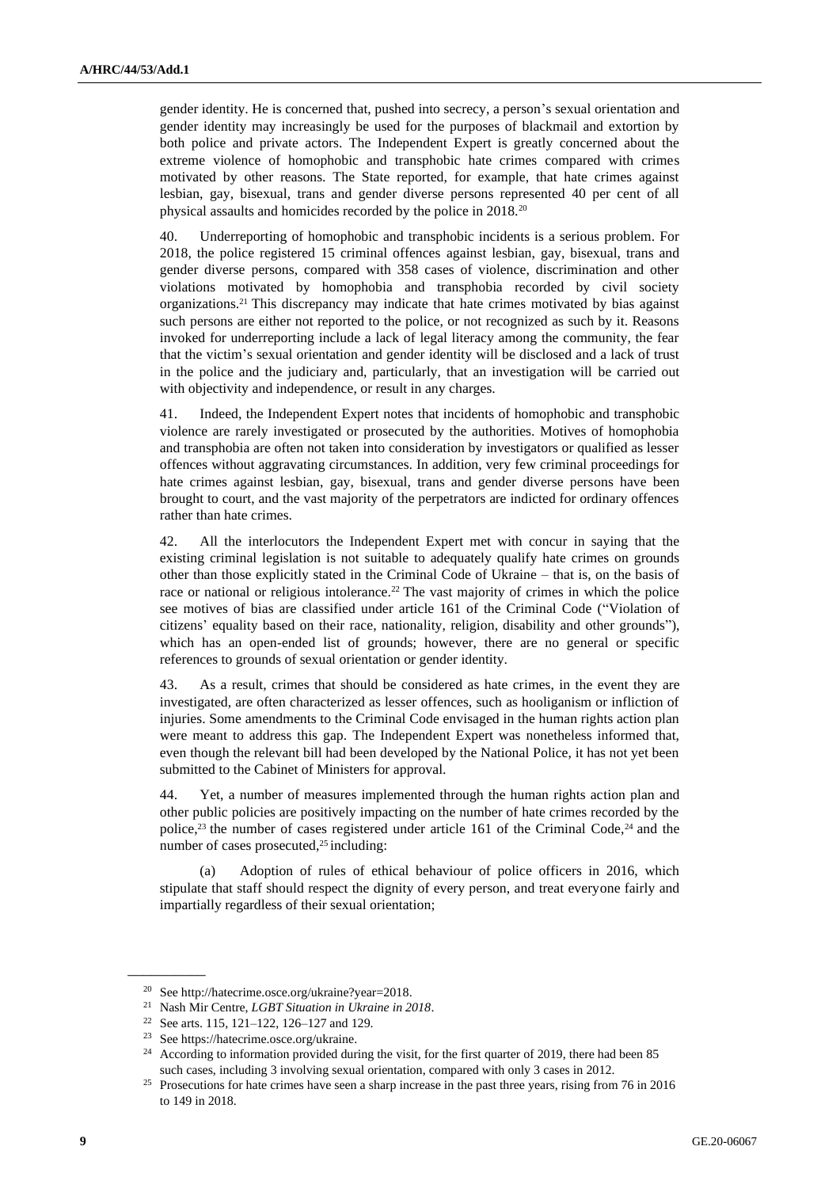gender identity. He is concerned that, pushed into secrecy, a person's sexual orientation and gender identity may increasingly be used for the purposes of blackmail and extortion by both police and private actors. The Independent Expert is greatly concerned about the extreme violence of homophobic and transphobic hate crimes compared with crimes motivated by other reasons. The State reported, for example, that hate crimes against lesbian, gay, bisexual, trans and gender diverse persons represented 40 per cent of all physical assaults and homicides recorded by the police in 2018.[20]

40. Underreporting of homophobic and transphobic incidents is a serious problem. For 2018, the police registered 15 criminal offences against lesbian, gay, bisexual, trans and gender diverse persons, compared with 358 cases of violence, discrimination and other violations motivated by homophobia and transphobia recorded by civil society organizations.[21] This discrepancy may indicate that hate crimes motivated by bias against such persons are either not reported to the police, or not recognized as such by it. Reasons invoked for underreporting include a lack of legal literacy among the community, the fear that the victim's sexual orientation and gender identity will be disclosed and a lack of trust in the police and the judiciary and, particularly, that an investigation will be carried out with objectivity and independence, or result in any charges.

41. Indeed, the Independent Expert notes that incidents of homophobic and transphobic violence are rarely investigated or prosecuted by the authorities. Motives of homophobia and transphobia are often not taken into consideration by investigators or qualified as lesser offences without aggravating circumstances. In addition, very few criminal proceedings for hate crimes against lesbian, gay, bisexual, trans and gender diverse persons have been brought to court, and the vast majority of the perpetrators are indicted for ordinary offences rather than hate crimes.

42. All the interlocutors the Independent Expert met with concur in saying that the existing criminal legislation is not suitable to adequately qualify hate crimes on grounds other than those explicitly stated in the Criminal Code of Ukraine – that is, on the basis of race or national or religious intolerance.[22] The vast majority of crimes in which the police see motives of bias are classified under article 161 of the Criminal Code ("Violation of citizens' equality based on their race, nationality, religion, disability and other grounds"), which has an open-ended list of grounds; however, there are no general or specific references to grounds of sexual orientation or gender identity.

43. As a result, crimes that should be considered as hate crimes, in the event they are investigated, are often characterized as lesser offences, such as hooliganism or infliction of injuries. Some amendments to the Criminal Code envisaged in the human rights action plan were meant to address this gap. The Independent Expert was nonetheless informed that, even though the relevant bill had been developed by the National Police, it has not yet been submitted to the Cabinet of Ministers for approval.

44. Yet, a number of measures implemented through the human rights action plan and other public policies are positively impacting on the number of hate crimes recorded by the police,[23] the number of cases registered under article 161 of the Criminal Code,[24] and the number of cases prosecuted,[25] including:

(a) Adoption of rules of ethical behaviour of police officers in 2016, which stipulate that staff should respect the dignity of every person, and treat everyone fairly and impartially regardless of their sexual orientation;

---

[20] See http://hatecrime.osce.org/ukraine?year=2018.

[21] Nash Mir Centre, *LGBT Situation in Ukraine in 2018*.

[22] See arts. 115, 121–122, 126–127 and 129.

[23] See https://hatecrime.osce.org/ukraine.

[24] According to information provided during the visit, for the first quarter of 2019, there had been 85 such cases, including 3 involving sexual orientation, compared with only 3 cases in 2012.

[25] Prosecutions for hate crimes have seen a sharp increase in the past three years, rising from 76 in 2016 to 149 in 2018.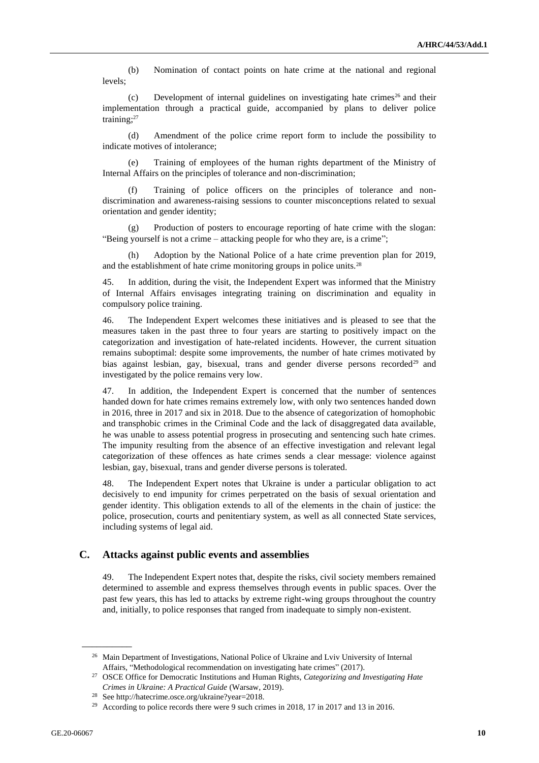(b) Nomination of contact points on hate crime at the national and regional levels;

(c) Development of internal guidelines on investigating hate crimes[26] and their implementation through a practical guide, accompanied by plans to deliver police training;[27]

(d) Amendment of the police crime report form to include the possibility to indicate motives of intolerance;

(e) Training of employees of the human rights department of the Ministry of Internal Affairs on the principles of tolerance and non-discrimination;

(f) Training of police officers on the principles of tolerance and non-discrimination and awareness-raising sessions to counter misconceptions related to sexual orientation and gender identity;

(g) Production of posters to encourage reporting of hate crime with the slogan: "Being yourself is not a crime – attacking people for who they are, is a crime";

(h) Adoption by the National Police of a hate crime prevention plan for 2019, and the establishment of hate crime monitoring groups in police units.[28]

45. In addition, during the visit, the Independent Expert was informed that the Ministry of Internal Affairs envisages integrating training on discrimination and equality in compulsory police training.

46. The Independent Expert welcomes these initiatives and is pleased to see that the measures taken in the past three to four years are starting to positively impact on the categorization and investigation of hate-related incidents. However, the current situation remains suboptimal: despite some improvements, the number of hate crimes motivated by bias against lesbian, gay, bisexual, trans and gender diverse persons recorded[29] and investigated by the police remains very low.

47. In addition, the Independent Expert is concerned that the number of sentences handed down for hate crimes remains extremely low, with only two sentences handed down in 2016, three in 2017 and six in 2018. Due to the absence of categorization of homophobic and transphobic crimes in the Criminal Code and the lack of disaggregated data available, he was unable to assess potential progress in prosecuting and sentencing such hate crimes. The impunity resulting from the absence of an effective investigation and relevant legal categorization of these offences as hate crimes sends a clear message: violence against lesbian, gay, bisexual, trans and gender diverse persons is tolerated.

48. The Independent Expert notes that Ukraine is under a particular obligation to act decisively to end impunity for crimes perpetrated on the basis of sexual orientation and gender identity. This obligation extends to all of the elements in the chain of justice: the police, prosecution, courts and penitentiary system, as well as all connected State services, including systems of legal aid.

## C. Attacks against public events and assemblies

49. The Independent Expert notes that, despite the risks, civil society members remained determined to assemble and express themselves through events in public spaces. Over the past few years, this has led to attacks by extreme right-wing groups throughout the country and, initially, to police responses that ranged from inadequate to simply non-existent.

---

[26] Main Department of Investigations, National Police of Ukraine and Lviv University of Internal Affairs, "Methodological recommendation on investigating hate crimes" (2017).

[27] OSCE Office for Democratic Institutions and Human Rights, *Categorizing and Investigating Hate Crimes in Ukraine: A Practical Guide* (Warsaw, 2019).

[28] See http://hatecrime.osce.org/ukraine?year=2018.

[29] According to police records there were 9 such crimes in 2018, 17 in 2017 and 13 in 2016.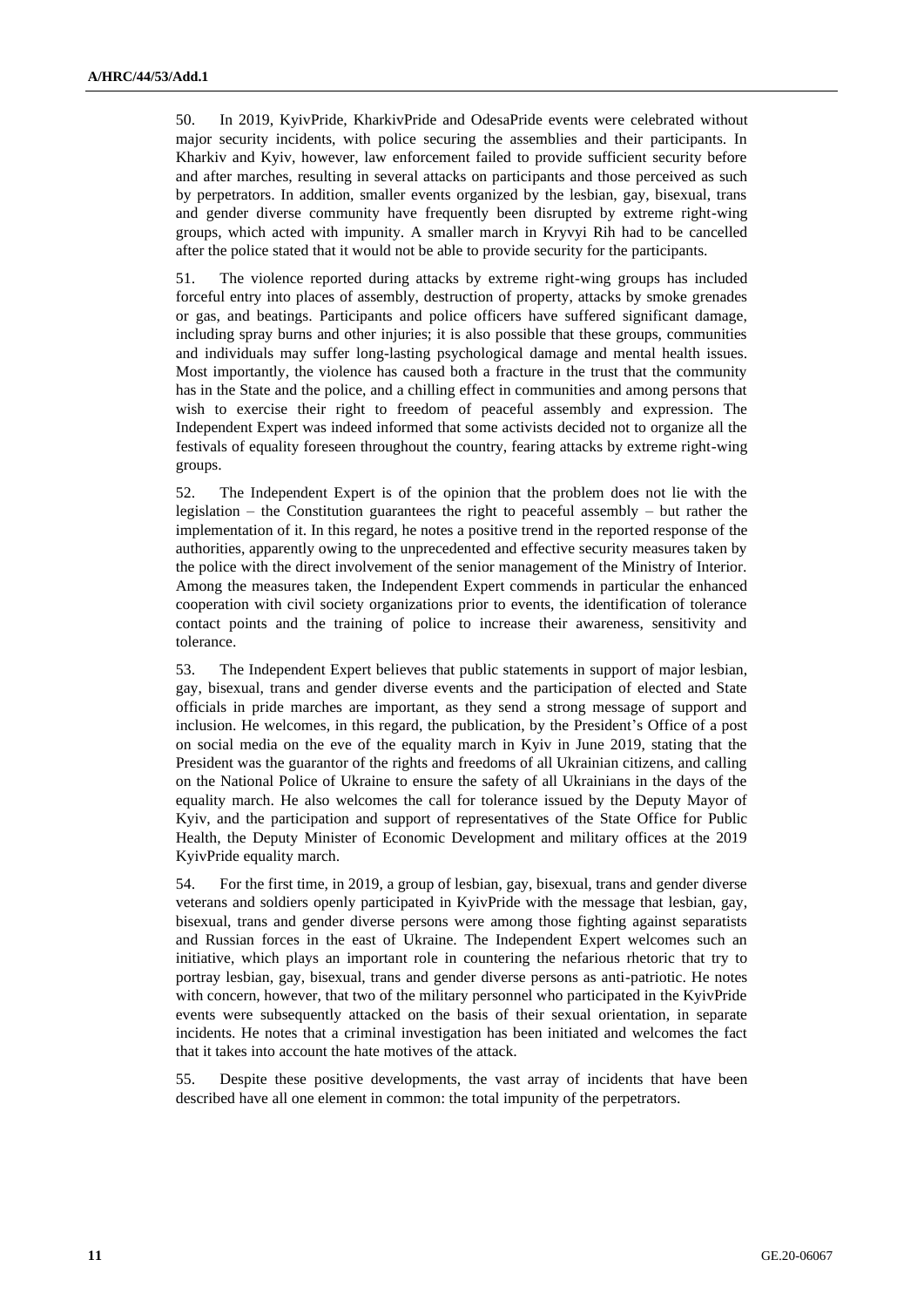50. In 2019, KyivPride, KharkivPride and OdesaPride events were celebrated without major security incidents, with police securing the assemblies and their participants. In Kharkiv and Kyiv, however, law enforcement failed to provide sufficient security before and after marches, resulting in several attacks on participants and those perceived as such by perpetrators. In addition, smaller events organized by the lesbian, gay, bisexual, trans and gender diverse community have frequently been disrupted by extreme right-wing groups, which acted with impunity. A smaller march in Kryvyi Rih had to be cancelled after the police stated that it would not be able to provide security for the participants.

51. The violence reported during attacks by extreme right-wing groups has included forceful entry into places of assembly, destruction of property, attacks by smoke grenades or gas, and beatings. Participants and police officers have suffered significant damage, including spray burns and other injuries; it is also possible that these groups, communities and individuals may suffer long-lasting psychological damage and mental health issues. Most importantly, the violence has caused both a fracture in the trust that the community has in the State and the police, and a chilling effect in communities and among persons that wish to exercise their right to freedom of peaceful assembly and expression. The Independent Expert was indeed informed that some activists decided not to organize all the festivals of equality foreseen throughout the country, fearing attacks by extreme right-wing groups.

52. The Independent Expert is of the opinion that the problem does not lie with the legislation – the Constitution guarantees the right to peaceful assembly – but rather the implementation of it. In this regard, he notes a positive trend in the reported response of the authorities, apparently owing to the unprecedented and effective security measures taken by the police with the direct involvement of the senior management of the Ministry of Interior. Among the measures taken, the Independent Expert commends in particular the enhanced cooperation with civil society organizations prior to events, the identification of tolerance contact points and the training of police to increase their awareness, sensitivity and tolerance.

53. The Independent Expert believes that public statements in support of major lesbian, gay, bisexual, trans and gender diverse events and the participation of elected and State officials in pride marches are important, as they send a strong message of support and inclusion. He welcomes, in this regard, the publication, by the President's Office of a post on social media on the eve of the equality march in Kyiv in June 2019, stating that the President was the guarantor of the rights and freedoms of all Ukrainian citizens, and calling on the National Police of Ukraine to ensure the safety of all Ukrainians in the days of the equality march. He also welcomes the call for tolerance issued by the Deputy Mayor of Kyiv, and the participation and support of representatives of the State Office for Public Health, the Deputy Minister of Economic Development and military offices at the 2019 KyivPride equality march.

54. For the first time, in 2019, a group of lesbian, gay, bisexual, trans and gender diverse veterans and soldiers openly participated in KyivPride with the message that lesbian, gay, bisexual, trans and gender diverse persons were among those fighting against separatists and Russian forces in the east of Ukraine. The Independent Expert welcomes such an initiative, which plays an important role in countering the nefarious rhetoric that try to portray lesbian, gay, bisexual, trans and gender diverse persons as anti-patriotic. He notes with concern, however, that two of the military personnel who participated in the KyivPride events were subsequently attacked on the basis of their sexual orientation, in separate incidents. He notes that a criminal investigation has been initiated and welcomes the fact that it takes into account the hate motives of the attack.

55. Despite these positive developments, the vast array of incidents that have been described have all one element in common: the total impunity of the perpetrators.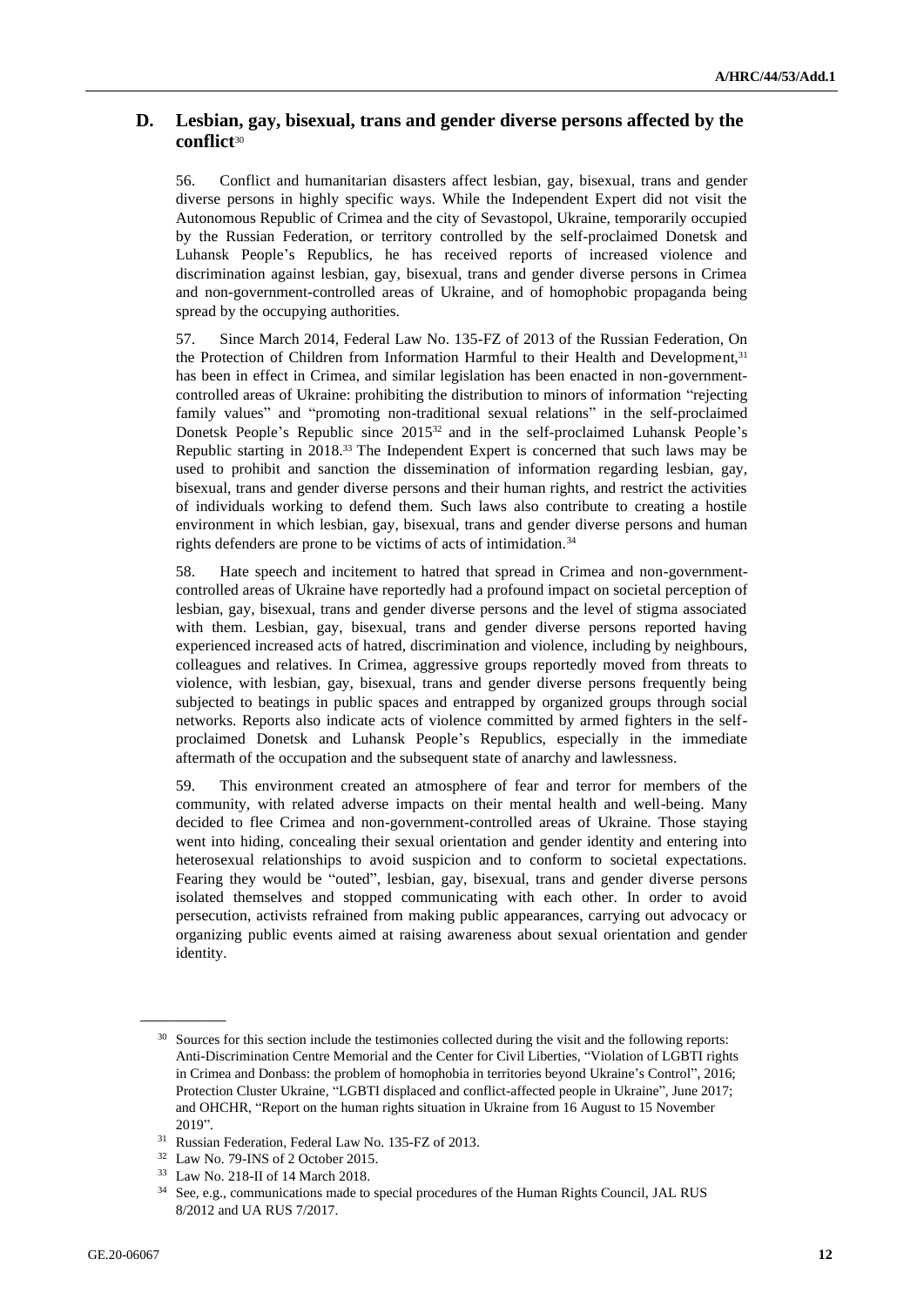## D. Lesbian, gay, bisexual, trans and gender diverse persons affected by the conflict[30]

56. Conflict and humanitarian disasters affect lesbian, gay, bisexual, trans and gender diverse persons in highly specific ways. While the Independent Expert did not visit the Autonomous Republic of Crimea and the city of Sevastopol, Ukraine, temporarily occupied by the Russian Federation, or territory controlled by the self-proclaimed Donetsk and Luhansk People's Republics, he has received reports of increased violence and discrimination against lesbian, gay, bisexual, trans and gender diverse persons in Crimea and non-government-controlled areas of Ukraine, and of homophobic propaganda being spread by the occupying authorities.

57. Since March 2014, Federal Law No. 135-FZ of 2013 of the Russian Federation, On the Protection of Children from Information Harmful to their Health and Development,[31] has been in effect in Crimea, and similar legislation has been enacted in non-government-controlled areas of Ukraine: prohibiting the distribution to minors of information "rejecting family values" and "promoting non-traditional sexual relations" in the self-proclaimed Donetsk People's Republic since 2015[32] and in the self-proclaimed Luhansk People's Republic starting in 2018.[33] The Independent Expert is concerned that such laws may be used to prohibit and sanction the dissemination of information regarding lesbian, gay, bisexual, trans and gender diverse persons and their human rights, and restrict the activities of individuals working to defend them. Such laws also contribute to creating a hostile environment in which lesbian, gay, bisexual, trans and gender diverse persons and human rights defenders are prone to be victims of acts of intimidation.[34]

58. Hate speech and incitement to hatred that spread in Crimea and non-government-controlled areas of Ukraine have reportedly had a profound impact on societal perception of lesbian, gay, bisexual, trans and gender diverse persons and the level of stigma associated with them. Lesbian, gay, bisexual, trans and gender diverse persons reported having experienced increased acts of hatred, discrimination and violence, including by neighbours, colleagues and relatives. In Crimea, aggressive groups reportedly moved from threats to violence, with lesbian, gay, bisexual, trans and gender diverse persons frequently being subjected to beatings in public spaces and entrapped by organized groups through social networks. Reports also indicate acts of violence committed by armed fighters in the self-proclaimed Donetsk and Luhansk People's Republics, especially in the immediate aftermath of the occupation and the subsequent state of anarchy and lawlessness.

59. This environment created an atmosphere of fear and terror for members of the community, with related adverse impacts on their mental health and well-being. Many decided to flee Crimea and non-government-controlled areas of Ukraine. Those staying went into hiding, concealing their sexual orientation and gender identity and entering into heterosexual relationships to avoid suspicion and to conform to societal expectations. Fearing they would be "outed", lesbian, gay, bisexual, trans and gender diverse persons isolated themselves and stopped communicating with each other. In order to avoid persecution, activists refrained from making public appearances, carrying out advocacy or organizing public events aimed at raising awareness about sexual orientation and gender identity.

---

[30] Sources for this section include the testimonies collected during the visit and the following reports: Anti-Discrimination Centre Memorial and the Center for Civil Liberties, "Violation of LGBTI rights in Crimea and Donbass: the problem of homophobia in territories beyond Ukraine's Control", 2016; Protection Cluster Ukraine, "LGBTI displaced and conflict-affected people in Ukraine", June 2017; and OHCHR, "Report on the human rights situation in Ukraine from 16 August to 15 November 2019".

[31] Russian Federation, Federal Law No. 135-FZ of 2013.

[32] Law No. 79-INS of 2 October 2015.

[33] Law No. 218-II of 14 March 2018.

[34] See, e.g., communications made to special procedures of the Human Rights Council, JAL RUS 8/2012 and UA RUS 7/2017.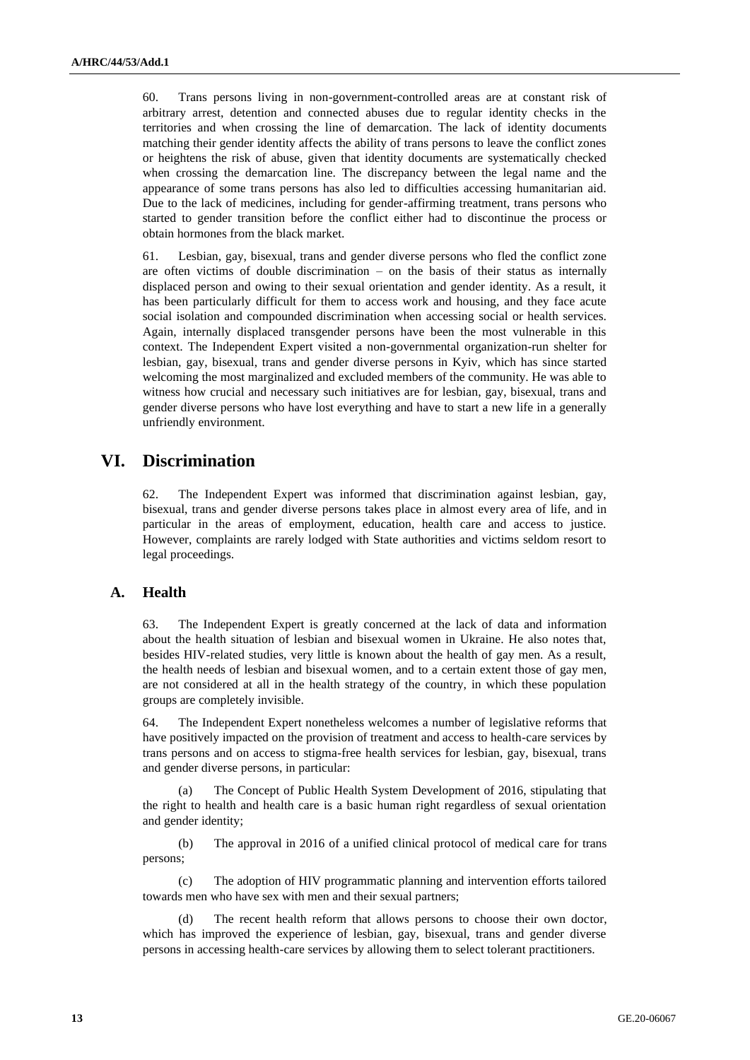60. Trans persons living in non-government-controlled areas are at constant risk of arbitrary arrest, detention and connected abuses due to regular identity checks in the territories and when crossing the line of demarcation. The lack of identity documents matching their gender identity affects the ability of trans persons to leave the conflict zones or heightens the risk of abuse, given that identity documents are systematically checked when crossing the demarcation line. The discrepancy between the legal name and the appearance of some trans persons has also led to difficulties accessing humanitarian aid. Due to the lack of medicines, including for gender-affirming treatment, trans persons who started to gender transition before the conflict either had to discontinue the process or obtain hormones from the black market.

61. Lesbian, gay, bisexual, trans and gender diverse persons who fled the conflict zone are often victims of double discrimination – on the basis of their status as internally displaced person and owing to their sexual orientation and gender identity. As a result, it has been particularly difficult for them to access work and housing, and they face acute social isolation and compounded discrimination when accessing social or health services. Again, internally displaced transgender persons have been the most vulnerable in this context. The Independent Expert visited a non-governmental organization-run shelter for lesbian, gay, bisexual, trans and gender diverse persons in Kyiv, which has since started welcoming the most marginalized and excluded members of the community. He was able to witness how crucial and necessary such initiatives are for lesbian, gay, bisexual, trans and gender diverse persons who have lost everything and have to start a new life in a generally unfriendly environment.

# VI. Discrimination

62. The Independent Expert was informed that discrimination against lesbian, gay, bisexual, trans and gender diverse persons takes place in almost every area of life, and in particular in the areas of employment, education, health care and access to justice. However, complaints are rarely lodged with State authorities and victims seldom resort to legal proceedings.

## A. Health

63. The Independent Expert is greatly concerned at the lack of data and information about the health situation of lesbian and bisexual women in Ukraine. He also notes that, besides HIV-related studies, very little is known about the health of gay men. As a result, the health needs of lesbian and bisexual women, and to a certain extent those of gay men, are not considered at all in the health strategy of the country, in which these population groups are completely invisible.

64. The Independent Expert nonetheless welcomes a number of legislative reforms that have positively impacted on the provision of treatment and access to health-care services by trans persons and on access to stigma-free health services for lesbian, gay, bisexual, trans and gender diverse persons, in particular:

(a) The Concept of Public Health System Development of 2016, stipulating that the right to health and health care is a basic human right regardless of sexual orientation and gender identity;

(b) The approval in 2016 of a unified clinical protocol of medical care for trans persons;

(c) The adoption of HIV programmatic planning and intervention efforts tailored towards men who have sex with men and their sexual partners;

(d) The recent health reform that allows persons to choose their own doctor, which has improved the experience of lesbian, gay, bisexual, trans and gender diverse persons in accessing health-care services by allowing them to select tolerant practitioners.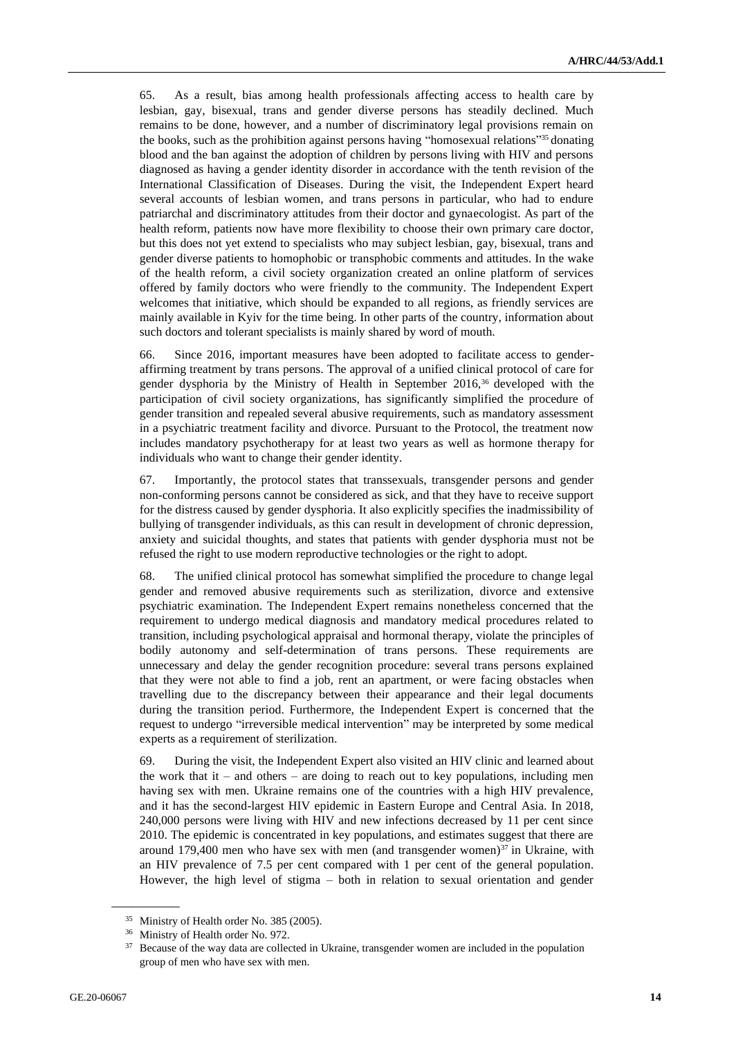65. As a result, bias among health professionals affecting access to health care by lesbian, gay, bisexual, trans and gender diverse persons has steadily declined. Much remains to be done, however, and a number of discriminatory legal provisions remain on the books, such as the prohibition against persons having "homosexual relations"[35] donating blood and the ban against the adoption of children by persons living with HIV and persons diagnosed as having a gender identity disorder in accordance with the tenth revision of the International Classification of Diseases. During the visit, the Independent Expert heard several accounts of lesbian women, and trans persons in particular, who had to endure patriarchal and discriminatory attitudes from their doctor and gynaecologist. As part of the health reform, patients now have more flexibility to choose their own primary care doctor, but this does not yet extend to specialists who may subject lesbian, gay, bisexual, trans and gender diverse patients to homophobic or transphobic comments and attitudes. In the wake of the health reform, a civil society organization created an online platform of services offered by family doctors who were friendly to the community. The Independent Expert welcomes that initiative, which should be expanded to all regions, as friendly services are mainly available in Kyiv for the time being. In other parts of the country, information about such doctors and tolerant specialists is mainly shared by word of mouth.

66. Since 2016, important measures have been adopted to facilitate access to gender-affirming treatment by trans persons. The approval of a unified clinical protocol of care for gender dysphoria by the Ministry of Health in September 2016,[36] developed with the participation of civil society organizations, has significantly simplified the procedure of gender transition and repealed several abusive requirements, such as mandatory assessment in a psychiatric treatment facility and divorce. Pursuant to the Protocol, the treatment now includes mandatory psychotherapy for at least two years as well as hormone therapy for individuals who want to change their gender identity.

67. Importantly, the protocol states that transsexuals, transgender persons and gender non-conforming persons cannot be considered as sick, and that they have to receive support for the distress caused by gender dysphoria. It also explicitly specifies the inadmissibility of bullying of transgender individuals, as this can result in development of chronic depression, anxiety and suicidal thoughts, and states that patients with gender dysphoria must not be refused the right to use modern reproductive technologies or the right to adopt.

68. The unified clinical protocol has somewhat simplified the procedure to change legal gender and removed abusive requirements such as sterilization, divorce and extensive psychiatric examination. The Independent Expert remains nonetheless concerned that the requirement to undergo medical diagnosis and mandatory medical procedures related to transition, including psychological appraisal and hormonal therapy, violate the principles of bodily autonomy and self-determination of trans persons. These requirements are unnecessary and delay the gender recognition procedure: several trans persons explained that they were not able to find a job, rent an apartment, or were facing obstacles when travelling due to the discrepancy between their appearance and their legal documents during the transition period. Furthermore, the Independent Expert is concerned that the request to undergo "irreversible medical intervention" may be interpreted by some medical experts as a requirement of sterilization.

69. During the visit, the Independent Expert also visited an HIV clinic and learned about the work that it – and others – are doing to reach out to key populations, including men having sex with men. Ukraine remains one of the countries with a high HIV prevalence, and it has the second-largest HIV epidemic in Eastern Europe and Central Asia. In 2018, 240,000 persons were living with HIV and new infections decreased by 11 per cent since 2010. The epidemic is concentrated in key populations, and estimates suggest that there are around 179,400 men who have sex with men (and transgender women)[37] in Ukraine, with an HIV prevalence of 7.5 per cent compared with 1 per cent of the general population. However, the high level of stigma – both in relation to sexual orientation and gender

---

[35] Ministry of Health order No. 385 (2005).

[36] Ministry of Health order No. 972.

[37] Because of the way data are collected in Ukraine, transgender women are included in the population group of men who have sex with men.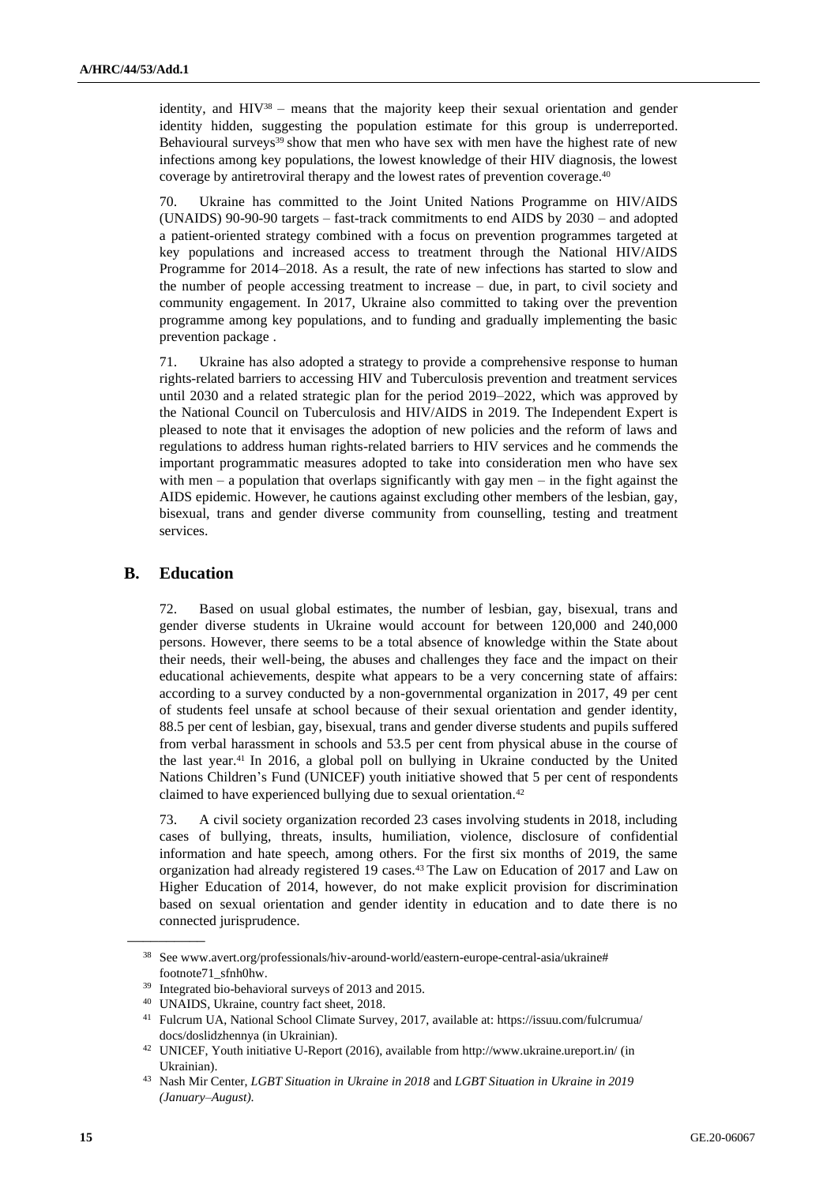identity, and HIV[38] – means that the majority keep their sexual orientation and gender identity hidden, suggesting the population estimate for this group is underreported. Behavioural surveys[39] show that men who have sex with men have the highest rate of new infections among key populations, the lowest knowledge of their HIV diagnosis, the lowest coverage by antiretroviral therapy and the lowest rates of prevention coverage.[40]

70. Ukraine has committed to the Joint United Nations Programme on HIV/AIDS (UNAIDS) 90-90-90 targets – fast-track commitments to end AIDS by 2030 – and adopted a patient-oriented strategy combined with a focus on prevention programmes targeted at key populations and increased access to treatment through the National HIV/AIDS Programme for 2014–2018. As a result, the rate of new infections has started to slow and the number of people accessing treatment to increase – due, in part, to civil society and community engagement. In 2017, Ukraine also committed to taking over the prevention programme among key populations, and to funding and gradually implementing the basic prevention package .

71. Ukraine has also adopted a strategy to provide a comprehensive response to human rights-related barriers to accessing HIV and Tuberculosis prevention and treatment services until 2030 and a related strategic plan for the period 2019–2022, which was approved by the National Council on Tuberculosis and HIV/AIDS in 2019. The Independent Expert is pleased to note that it envisages the adoption of new policies and the reform of laws and regulations to address human rights-related barriers to HIV services and he commends the important programmatic measures adopted to take into consideration men who have sex with men – a population that overlaps significantly with gay men – in the fight against the AIDS epidemic. However, he cautions against excluding other members of the lesbian, gay, bisexual, trans and gender diverse community from counselling, testing and treatment services.

## B. Education

72. Based on usual global estimates, the number of lesbian, gay, bisexual, trans and gender diverse students in Ukraine would account for between 120,000 and 240,000 persons. However, there seems to be a total absence of knowledge within the State about their needs, their well-being, the abuses and challenges they face and the impact on their educational achievements, despite what appears to be a very concerning state of affairs: according to a survey conducted by a non-governmental organization in 2017, 49 per cent of students feel unsafe at school because of their sexual orientation and gender identity, 88.5 per cent of lesbian, gay, bisexual, trans and gender diverse students and pupils suffered from verbal harassment in schools and 53.5 per cent from physical abuse in the course of the last year.[41] In 2016, a global poll on bullying in Ukraine conducted by the United Nations Children's Fund (UNICEF) youth initiative showed that 5 per cent of respondents claimed to have experienced bullying due to sexual orientation.[42]

73. A civil society organization recorded 23 cases involving students in 2018, including cases of bullying, threats, insults, humiliation, violence, disclosure of confidential information and hate speech, among others. For the first six months of 2019, the same organization had already registered 19 cases.[43] The Law on Education of 2017 and Law on Higher Education of 2014, however, do not make explicit provision for discrimination based on sexual orientation and gender identity in education and to date there is no connected jurisprudence.

---

[38] See www.avert.org/professionals/hiv-around-world/eastern-europe-central-asia/ukraine#footnote71_sfnh0hw.

[39] Integrated bio-behavioral surveys of 2013 and 2015.

[40] UNAIDS, Ukraine, country fact sheet, 2018.

[41] Fulcrum UA, National School Climate Survey, 2017, available at: https://issuu.com/fulcrumua/docs/doslidzhennya (in Ukrainian).

[42] UNICEF, Youth initiative U-Report (2016), available from http://www.ukraine.ureport.in/ (in Ukrainian).

[43] Nash Mir Center, *LGBT Situation in Ukraine in 2018* and *LGBT Situation in Ukraine in 2019 (January–August).*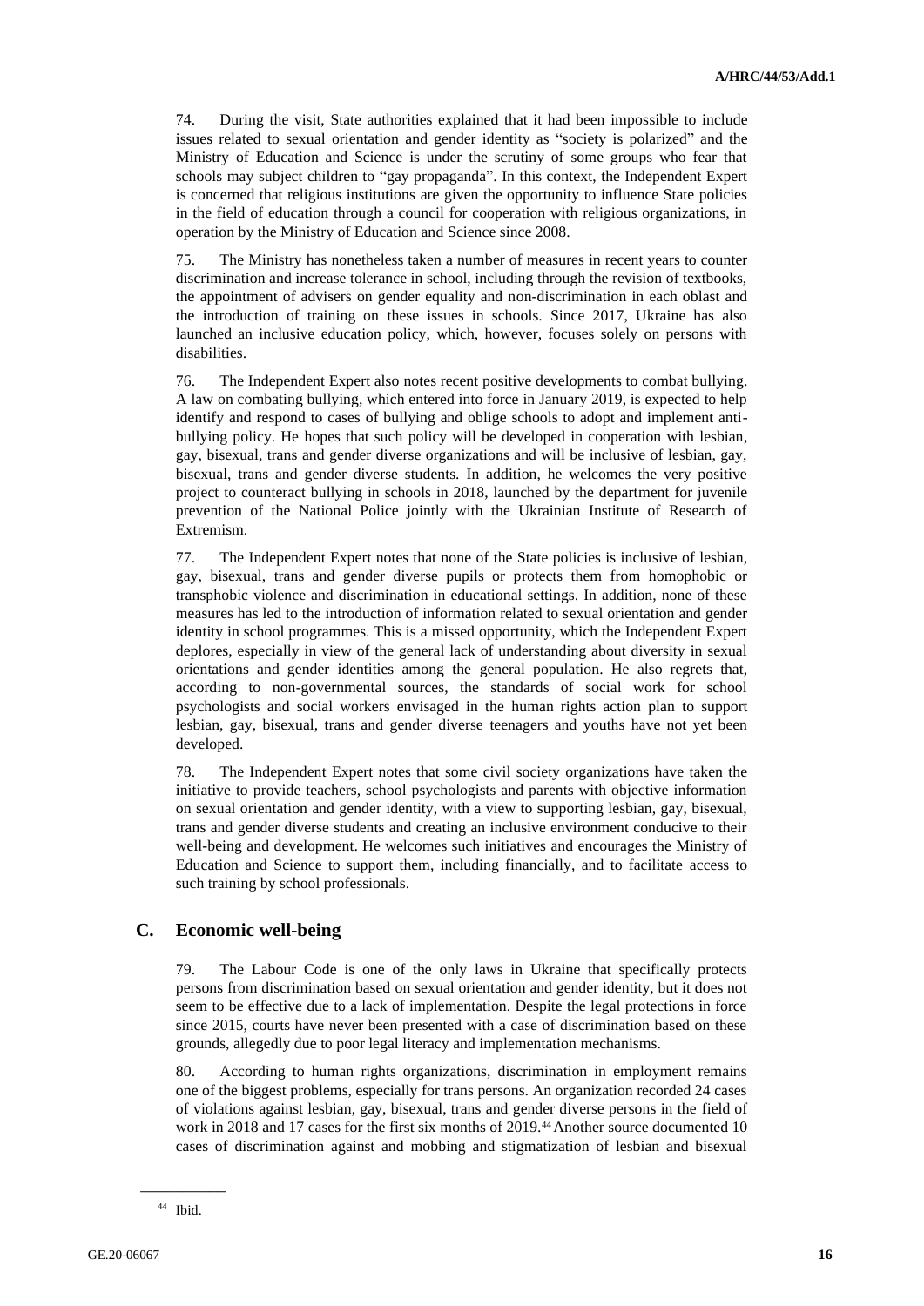74. During the visit, State authorities explained that it had been impossible to include issues related to sexual orientation and gender identity as "society is polarized" and the Ministry of Education and Science is under the scrutiny of some groups who fear that schools may subject children to "gay propaganda". In this context, the Independent Expert is concerned that religious institutions are given the opportunity to influence State policies in the field of education through a council for cooperation with religious organizations, in operation by the Ministry of Education and Science since 2008.

75. The Ministry has nonetheless taken a number of measures in recent years to counter discrimination and increase tolerance in school, including through the revision of textbooks, the appointment of advisers on gender equality and non-discrimination in each oblast and the introduction of training on these issues in schools. Since 2017, Ukraine has also launched an inclusive education policy, which, however, focuses solely on persons with disabilities.

76. The Independent Expert also notes recent positive developments to combat bullying. A law on combating bullying, which entered into force in January 2019, is expected to help identify and respond to cases of bullying and oblige schools to adopt and implement anti-bullying policy. He hopes that such policy will be developed in cooperation with lesbian, gay, bisexual, trans and gender diverse organizations and will be inclusive of lesbian, gay, bisexual, trans and gender diverse students. In addition, he welcomes the very positive project to counteract bullying in schools in 2018, launched by the department for juvenile prevention of the National Police jointly with the Ukrainian Institute of Research of Extremism.

77. The Independent Expert notes that none of the State policies is inclusive of lesbian, gay, bisexual, trans and gender diverse pupils or protects them from homophobic or transphobic violence and discrimination in educational settings. In addition, none of these measures has led to the introduction of information related to sexual orientation and gender identity in school programmes. This is a missed opportunity, which the Independent Expert deplores, especially in view of the general lack of understanding about diversity in sexual orientations and gender identities among the general population. He also regrets that, according to non-governmental sources, the standards of social work for school psychologists and social workers envisaged in the human rights action plan to support lesbian, gay, bisexual, trans and gender diverse teenagers and youths have not yet been developed.

78. The Independent Expert notes that some civil society organizations have taken the initiative to provide teachers, school psychologists and parents with objective information on sexual orientation and gender identity, with a view to supporting lesbian, gay, bisexual, trans and gender diverse students and creating an inclusive environment conducive to their well-being and development. He welcomes such initiatives and encourages the Ministry of Education and Science to support them, including financially, and to facilitate access to such training by school professionals.

## C. Economic well-being

79. The Labour Code is one of the only laws in Ukraine that specifically protects persons from discrimination based on sexual orientation and gender identity, but it does not seem to be effective due to a lack of implementation. Despite the legal protections in force since 2015, courts have never been presented with a case of discrimination based on these grounds, allegedly due to poor legal literacy and implementation mechanisms.

80. According to human rights organizations, discrimination in employment remains one of the biggest problems, especially for trans persons. An organization recorded 24 cases of violations against lesbian, gay, bisexual, trans and gender diverse persons in the field of work in 2018 and 17 cases for the first six months of 2019.[44] Another source documented 10 cases of discrimination against and mobbing and stigmatization of lesbian and bisexual

[44] Ibid.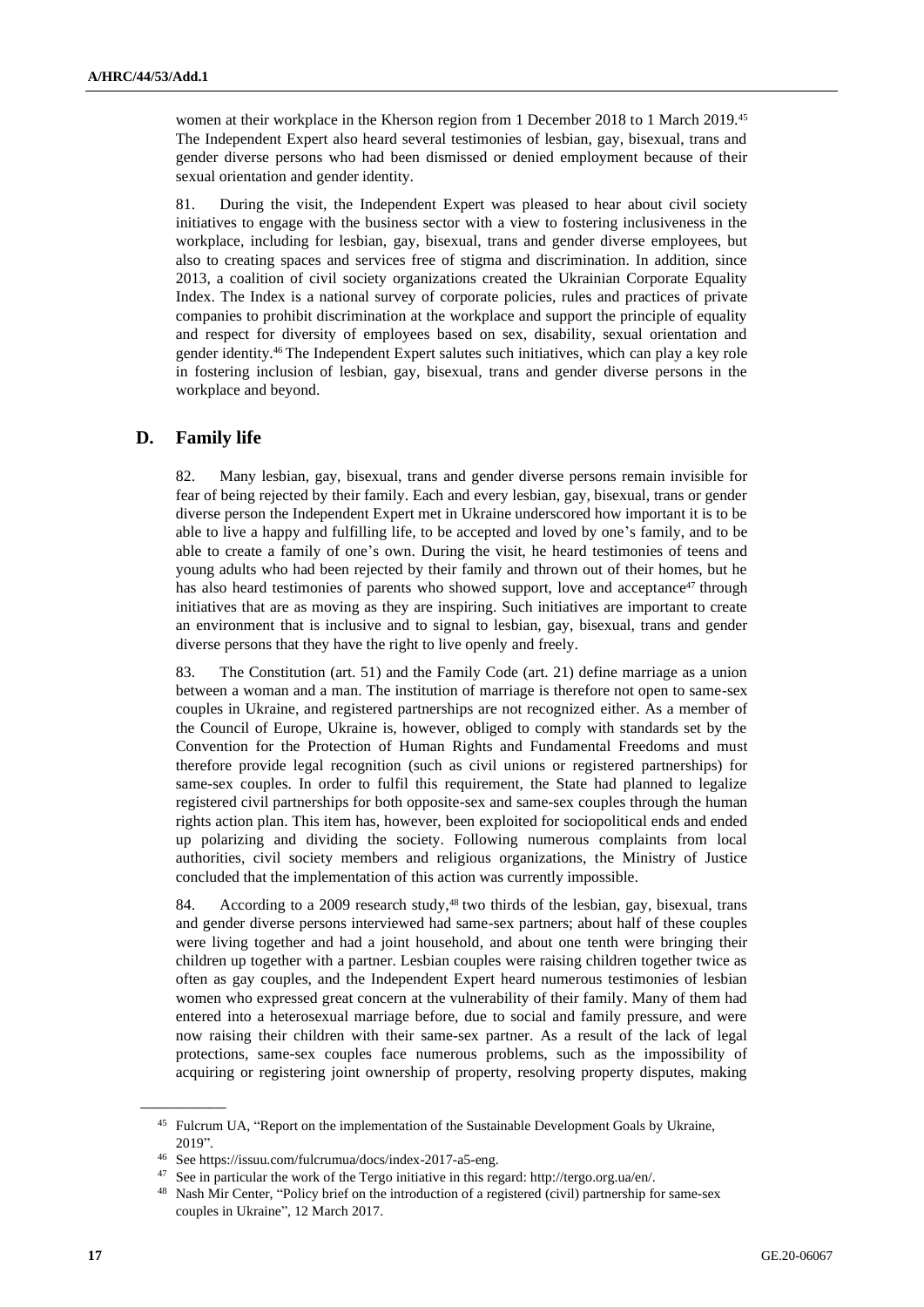women at their workplace in the Kherson region from 1 December 2018 to 1 March 2019.[45] The Independent Expert also heard several testimonies of lesbian, gay, bisexual, trans and gender diverse persons who had been dismissed or denied employment because of their sexual orientation and gender identity.

81. During the visit, the Independent Expert was pleased to hear about civil society initiatives to engage with the business sector with a view to fostering inclusiveness in the workplace, including for lesbian, gay, bisexual, trans and gender diverse employees, but also to creating spaces and services free of stigma and discrimination. In addition, since 2013, a coalition of civil society organizations created the Ukrainian Corporate Equality Index. The Index is a national survey of corporate policies, rules and practices of private companies to prohibit discrimination at the workplace and support the principle of equality and respect for diversity of employees based on sex, disability, sexual orientation and gender identity.[46] The Independent Expert salutes such initiatives, which can play a key role in fostering inclusion of lesbian, gay, bisexual, trans and gender diverse persons in the workplace and beyond.

## D. Family life

82. Many lesbian, gay, bisexual, trans and gender diverse persons remain invisible for fear of being rejected by their family. Each and every lesbian, gay, bisexual, trans or gender diverse person the Independent Expert met in Ukraine underscored how important it is to be able to live a happy and fulfilling life, to be accepted and loved by one's family, and to be able to create a family of one's own. During the visit, he heard testimonies of teens and young adults who had been rejected by their family and thrown out of their homes, but he has also heard testimonies of parents who showed support, love and acceptance[47] through initiatives that are as moving as they are inspiring. Such initiatives are important to create an environment that is inclusive and to signal to lesbian, gay, bisexual, trans and gender diverse persons that they have the right to live openly and freely.

83. The Constitution (art. 51) and the Family Code (art. 21) define marriage as a union between a woman and a man. The institution of marriage is therefore not open to same-sex couples in Ukraine, and registered partnerships are not recognized either. As a member of the Council of Europe, Ukraine is, however, obliged to comply with standards set by the Convention for the Protection of Human Rights and Fundamental Freedoms and must therefore provide legal recognition (such as civil unions or registered partnerships) for same-sex couples. In order to fulfil this requirement, the State had planned to legalize registered civil partnerships for both opposite-sex and same-sex couples through the human rights action plan. This item has, however, been exploited for sociopolitical ends and ended up polarizing and dividing the society. Following numerous complaints from local authorities, civil society members and religious organizations, the Ministry of Justice concluded that the implementation of this action was currently impossible.

84. According to a 2009 research study,[48] two thirds of the lesbian, gay, bisexual, trans and gender diverse persons interviewed had same-sex partners; about half of these couples were living together and had a joint household, and about one tenth were bringing their children up together with a partner. Lesbian couples were raising children together twice as often as gay couples, and the Independent Expert heard numerous testimonies of lesbian women who expressed great concern at the vulnerability of their family. Many of them had entered into a heterosexual marriage before, due to social and family pressure, and were now raising their children with their same-sex partner. As a result of the lack of legal protections, same-sex couples face numerous problems, such as the impossibility of acquiring or registering joint ownership of property, resolving property disputes, making

---

[45] Fulcrum UA, "Report on the implementation of the Sustainable Development Goals by Ukraine, 2019".

[46] See https://issuu.com/fulcrumua/docs/index-2017-a5-eng.

[47] See in particular the work of the Tergo initiative in this regard: http://tergo.org.ua/en/.

[48] Nash Mir Center, "Policy brief on the introduction of a registered (civil) partnership for same-sex couples in Ukraine", 12 March 2017.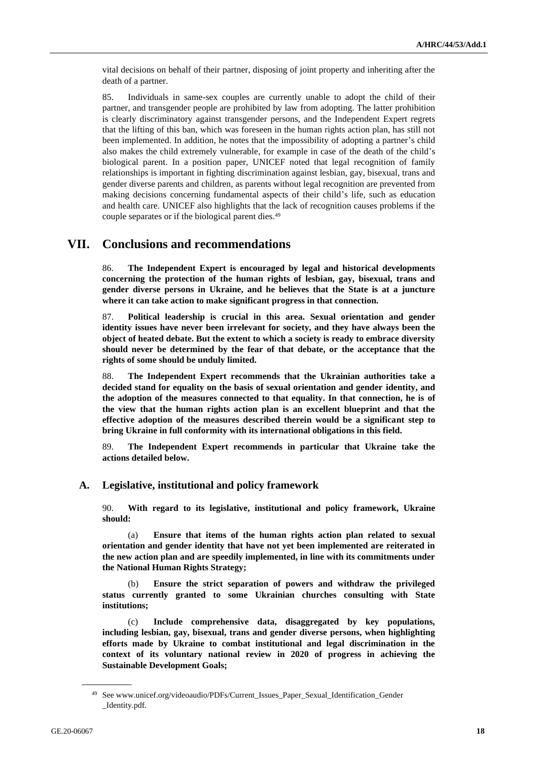vital decisions on behalf of their partner, disposing of joint property and inheriting after the death of a partner.

85. Individuals in same-sex couples are currently unable to adopt the child of their partner, and transgender people are prohibited by law from adopting. The latter prohibition is clearly discriminatory against transgender persons, and the Independent Expert regrets that the lifting of this ban, which was foreseen in the human rights action plan, has still not been implemented. In addition, he notes that the impossibility of adopting a partner's child also makes the child extremely vulnerable, for example in case of the death of the child's biological parent. In a position paper, UNICEF noted that legal recognition of family relationships is important in fighting discrimination against lesbian, gay, bisexual, trans and gender diverse parents and children, as parents without legal recognition are prevented from making decisions concerning fundamental aspects of their child's life, such as education and health care. UNICEF also highlights that the lack of recognition causes problems if the couple separates or if the biological parent dies.[49]

# VII. Conclusions and recommendations

86. **The Independent Expert is encouraged by legal and historical developments concerning the protection of the human rights of lesbian, gay, bisexual, trans and gender diverse persons in Ukraine, and he believes that the State is at a juncture where it can take action to make significant progress in that connection.**

87. **Political leadership is crucial in this area. Sexual orientation and gender identity issues have never been irrelevant for society, and they have always been the object of heated debate. But the extent to which a society is ready to embrace diversity should never be determined by the fear of that debate, or the acceptance that the rights of some should be unduly limited.**

88. **The Independent Expert recommends that the Ukrainian authorities take a decided stand for equality on the basis of sexual orientation and gender identity, and the adoption of the measures connected to that equality. In that connection, he is of the view that the human rights action plan is an excellent blueprint and that the effective adoption of the measures described therein would be a significant step to bring Ukraine in full conformity with its international obligations in this field.**

89. **The Independent Expert recommends in particular that Ukraine take the actions detailed below.**

## A. Legislative, institutional and policy framework

90. **With regard to its legislative, institutional and policy framework, Ukraine should:**

(a) **Ensure that items of the human rights action plan related to sexual orientation and gender identity that have not yet been implemented are reiterated in the new action plan and are speedily implemented, in line with its commitments under the National Human Rights Strategy;**

(b) **Ensure the strict separation of powers and withdraw the privileged status currently granted to some Ukrainian churches consulting with State institutions;**

(c) **Include comprehensive data, disaggregated by key populations, including lesbian, gay, bisexual, trans and gender diverse persons, when highlighting efforts made by Ukraine to combat institutional and legal discrimination in the context of its voluntary national review in 2020 of progress in achieving the Sustainable Development Goals;**

---

[49] See www.unicef.org/videoaudio/PDFs/Current_Issues_Paper_Sexual_Identification_Gender_Identity.pdf.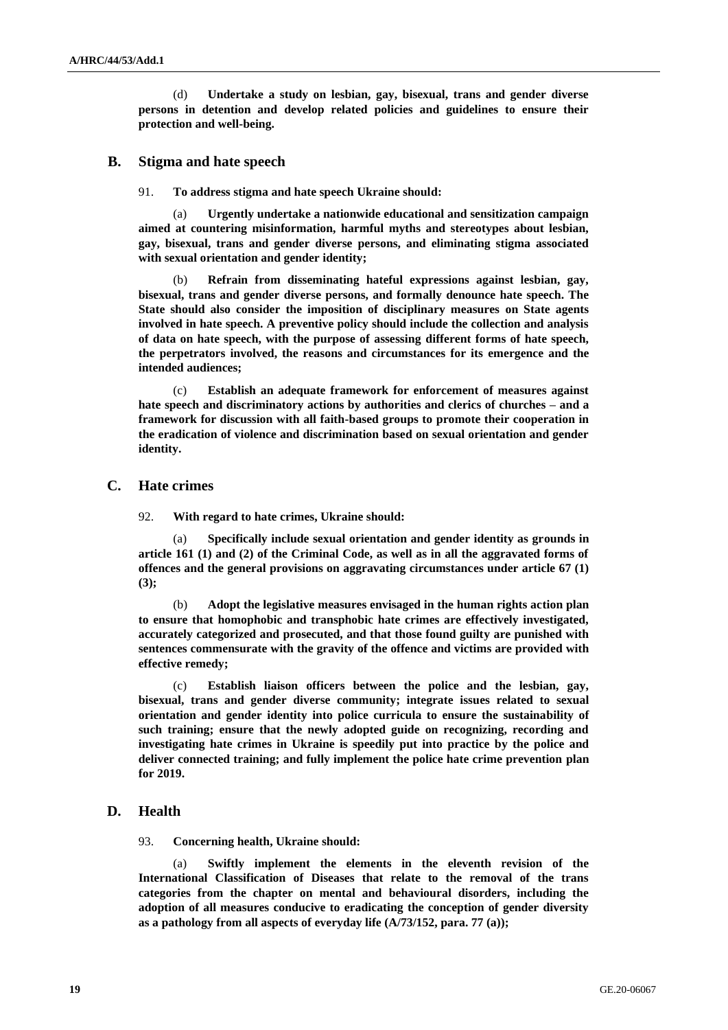(d) **Undertake a study on lesbian, gay, bisexual, trans and gender diverse persons in detention and develop related policies and guidelines to ensure their protection and well-being.**

## B. Stigma and hate speech

91. **To address stigma and hate speech Ukraine should:**

(a) **Urgently undertake a nationwide educational and sensitization campaign aimed at countering misinformation, harmful myths and stereotypes about lesbian, gay, bisexual, trans and gender diverse persons, and eliminating stigma associated with sexual orientation and gender identity;**

(b) **Refrain from disseminating hateful expressions against lesbian, gay, bisexual, trans and gender diverse persons, and formally denounce hate speech. The State should also consider the imposition of disciplinary measures on State agents involved in hate speech. A preventive policy should include the collection and analysis of data on hate speech, with the purpose of assessing different forms of hate speech, the perpetrators involved, the reasons and circumstances for its emergence and the intended audiences;**

(c) **Establish an adequate framework for enforcement of measures against hate speech and discriminatory actions by authorities and clerics of churches – and a framework for discussion with all faith-based groups to promote their cooperation in the eradication of violence and discrimination based on sexual orientation and gender identity.**

## C. Hate crimes

92. **With regard to hate crimes, Ukraine should:**

(a) **Specifically include sexual orientation and gender identity as grounds in article 161 (1) and (2) of the Criminal Code, as well as in all the aggravated forms of offences and the general provisions on aggravating circumstances under article 67 (1) (3);**

(b) **Adopt the legislative measures envisaged in the human rights action plan to ensure that homophobic and transphobic hate crimes are effectively investigated, accurately categorized and prosecuted, and that those found guilty are punished with sentences commensurate with the gravity of the offence and victims are provided with effective remedy;**

(c) **Establish liaison officers between the police and the lesbian, gay, bisexual, trans and gender diverse community; integrate issues related to sexual orientation and gender identity into police curricula to ensure the sustainability of such training; ensure that the newly adopted guide on recognizing, recording and investigating hate crimes in Ukraine is speedily put into practice by the police and deliver connected training; and fully implement the police hate crime prevention plan for 2019.**

## D. Health

93. **Concerning health, Ukraine should:**

(a) **Swiftly implement the elements in the eleventh revision of the International Classification of Diseases that relate to the removal of the trans categories from the chapter on mental and behavioural disorders, including the adoption of all measures conducive to eradicating the conception of gender diversity as a pathology from all aspects of everyday life (A/73/152, para. 77 (a));**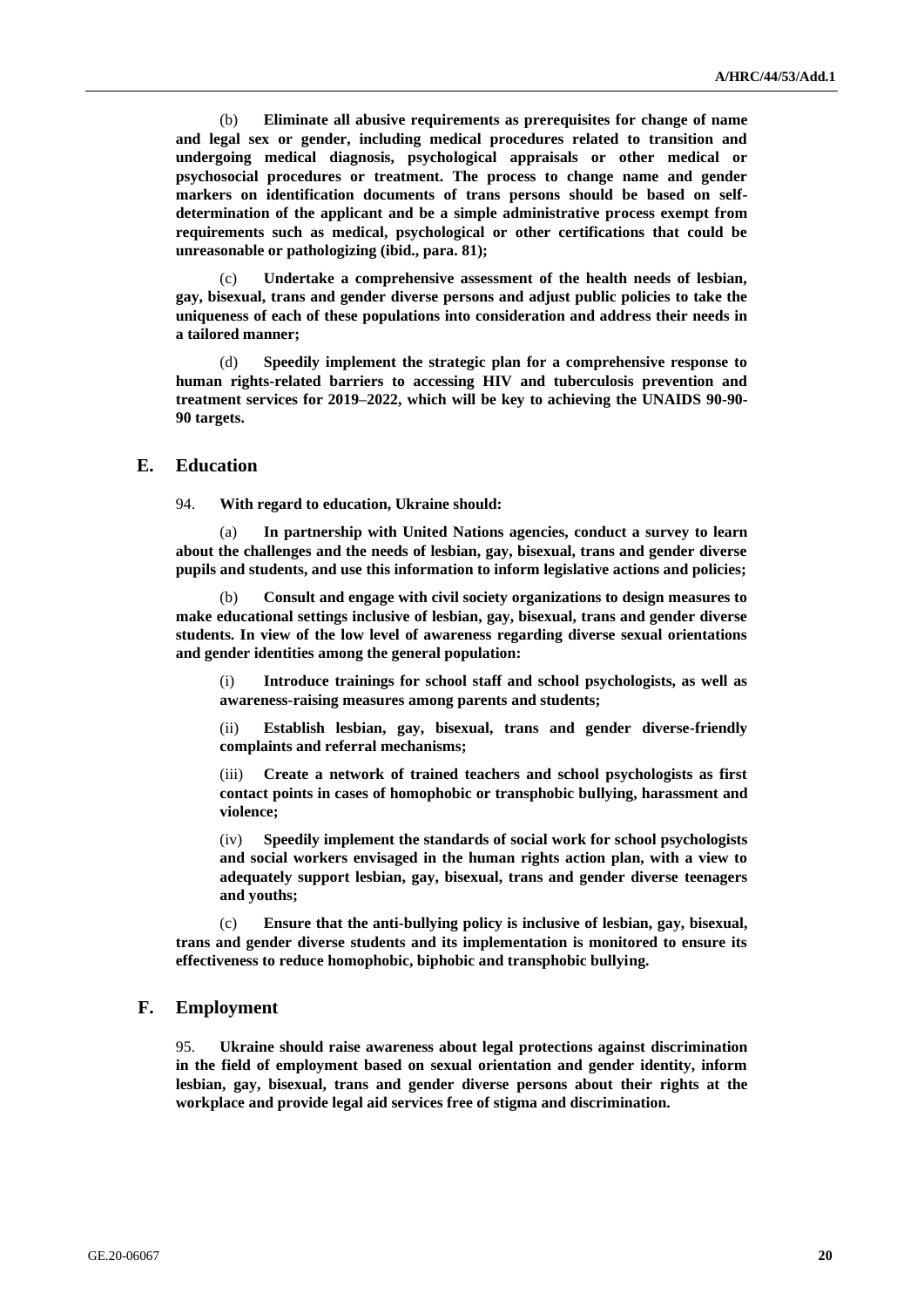(b) **Eliminate all abusive requirements as prerequisites for change of name and legal sex or gender, including medical procedures related to transition and undergoing medical diagnosis, psychological appraisals or other medical or psychosocial procedures or treatment. The process to change name and gender markers on identification documents of trans persons should be based on self-determination of the applicant and be a simple administrative process exempt from requirements such as medical, psychological or other certifications that could be unreasonable or pathologizing (ibid., para. 81);**

(c) **Undertake a comprehensive assessment of the health needs of lesbian, gay, bisexual, trans and gender diverse persons and adjust public policies to take the uniqueness of each of these populations into consideration and address their needs in a tailored manner;**

(d) **Speedily implement the strategic plan for a comprehensive response to human rights-related barriers to accessing HIV and tuberculosis prevention and treatment services for 2019–2022, which will be key to achieving the UNAIDS 90-90-90 targets.**

## E. Education

94. **With regard to education, Ukraine should:**

(a) **In partnership with United Nations agencies, conduct a survey to learn about the challenges and the needs of lesbian, gay, bisexual, trans and gender diverse pupils and students, and use this information to inform legislative actions and policies;**

(b) **Consult and engage with civil society organizations to design measures to make educational settings inclusive of lesbian, gay, bisexual, trans and gender diverse students. In view of the low level of awareness regarding diverse sexual orientations and gender identities among the general population:**

(i) **Introduce trainings for school staff and school psychologists, as well as awareness-raising measures among parents and students;**

(ii) **Establish lesbian, gay, bisexual, trans and gender diverse-friendly complaints and referral mechanisms;**

(iii) **Create a network of trained teachers and school psychologists as first contact points in cases of homophobic or transphobic bullying, harassment and violence;**

(iv) **Speedily implement the standards of social work for school psychologists and social workers envisaged in the human rights action plan, with a view to adequately support lesbian, gay, bisexual, trans and gender diverse teenagers and youths;**

(c) **Ensure that the anti-bullying policy is inclusive of lesbian, gay, bisexual, trans and gender diverse students and its implementation is monitored to ensure its effectiveness to reduce homophobic, biphobic and transphobic bullying.**

## F. Employment

95. **Ukraine should raise awareness about legal protections against discrimination in the field of employment based on sexual orientation and gender identity, inform lesbian, gay, bisexual, trans and gender diverse persons about their rights at the workplace and provide legal aid services free of stigma and discrimination.**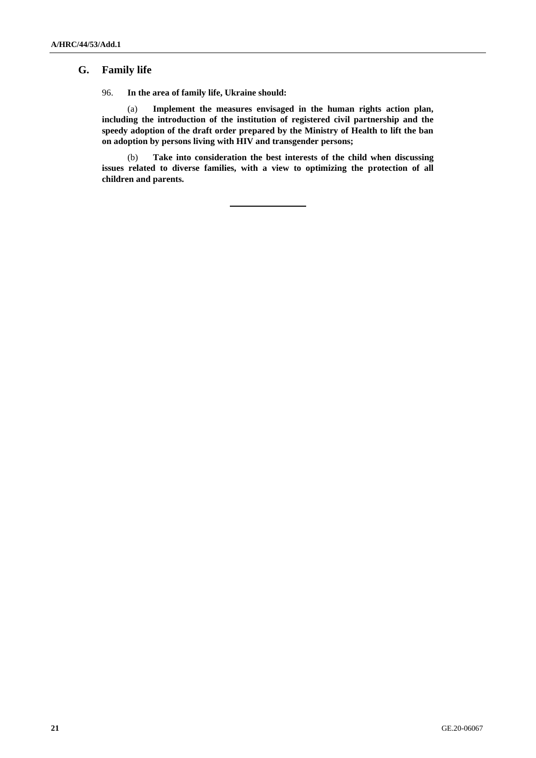## G. Family life

96. **In the area of family life, Ukraine should:**

(a) **Implement the measures envisaged in the human rights action plan, including the introduction of the institution of registered civil partnership and the speedy adoption of the draft order prepared by the Ministry of Health to lift the ban on adoption by persons living with HIV and transgender persons;**

(b) **Take into consideration the best interests of the child when discussing issues related to diverse families, with a view to optimizing the protection of all children and parents.**